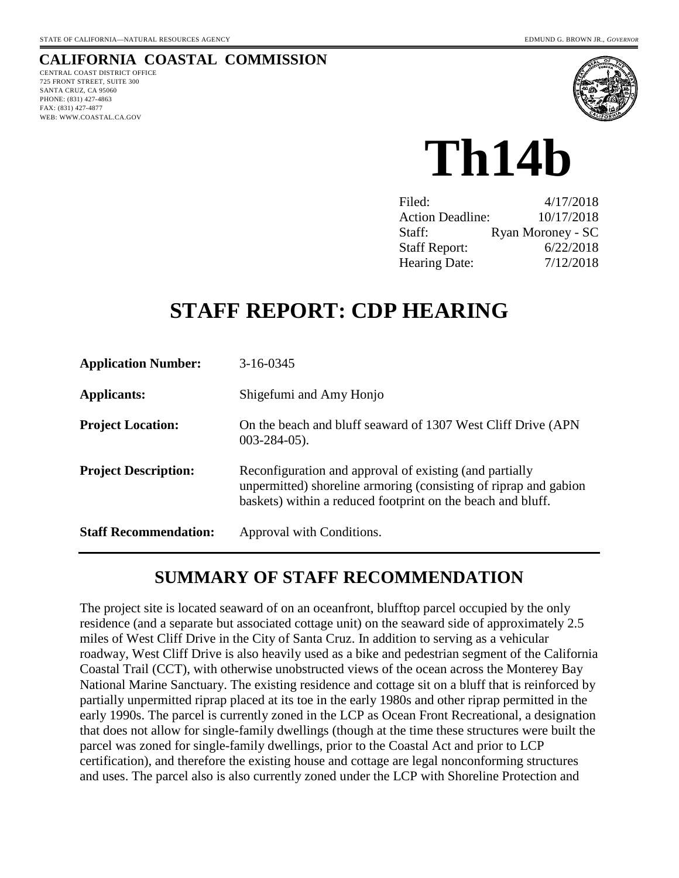STATE OF CALIFORNIA—NATURAL RESOURCES AGENCY EDMUND G. BROWN JR., *GOVERNOR*

# CALIFORNIA COASTAL COMMISSION

CENTRAL COAST DISTRICT OFFICE
725 FRONT STREET, SUITE 300
SANTA CRUZ, CA 95060
PHONE: (831) 427-4863
FAX: (831) 427-4877
WEB: WWW.COASTAL.CA.GOV

# Th14b

| | |
|---|---|
| Filed: | 4/17/2018 |
| Action Deadline: | 10/17/2018 |
| Staff: | Ryan Moroney - SC |
| Staff Report: | 6/22/2018 |
| Hearing Date: | 7/12/2018 |

# STAFF REPORT: CDP HEARING

| | |
|---|---|
| **Application Number:** | 3-16-0345 |
| **Applicants:** | Shigefumi and Amy Honjo |
| **Project Location:** | On the beach and bluff seaward of 1307 West Cliff Drive (APN 003-284-05). |
| **Project Description:** | Reconfiguration and approval of existing (and partially unpermitted) shoreline armoring (consisting of riprap and gabion baskets) within a reduced footprint on the beach and bluff. |
| **Staff Recommendation:** | Approval with Conditions. |

## SUMMARY OF STAFF RECOMMENDATION

The project site is located seaward of on an oceanfront, blufftop parcel occupied by the only residence (and a separate but associated cottage unit) on the seaward side of approximately 2.5 miles of West Cliff Drive in the City of Santa Cruz. In addition to serving as a vehicular roadway, West Cliff Drive is also heavily used as a bike and pedestrian segment of the California Coastal Trail (CCT), with otherwise unobstructed views of the ocean across the Monterey Bay National Marine Sanctuary. The existing residence and cottage sit on a bluff that is reinforced by partially unpermitted riprap placed at its toe in the early 1980s and other riprap permitted in the early 1990s. The parcel is currently zoned in the LCP as Ocean Front Recreational, a designation that does not allow for single-family dwellings (though at the time these structures were built the parcel was zoned for single-family dwellings, prior to the Coastal Act and prior to LCP certification), and therefore the existing house and cottage are legal nonconforming structures and uses. The parcel also is also currently zoned under the LCP with Shoreline Protection and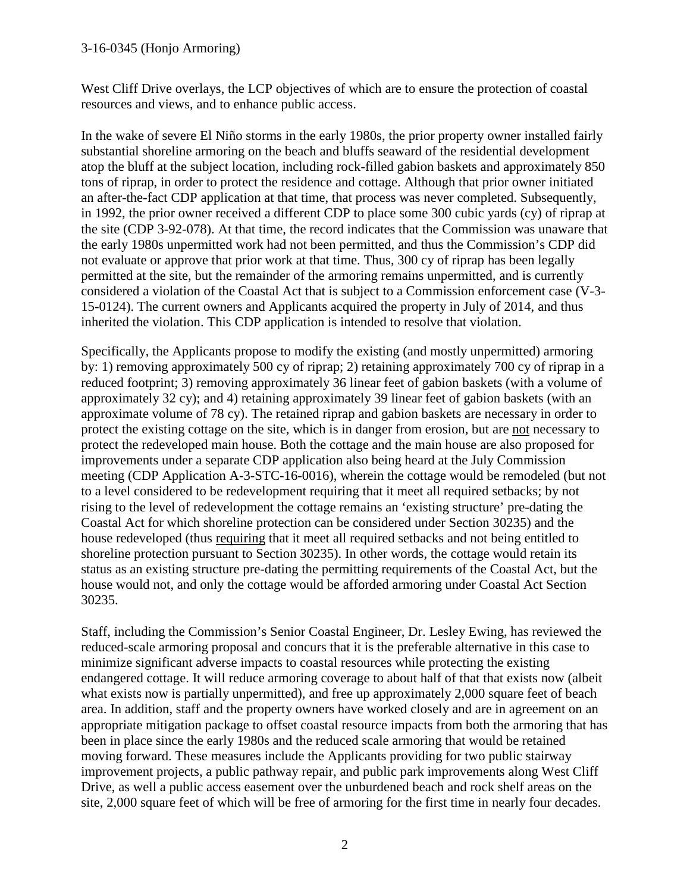West Cliff Drive overlays, the LCP objectives of which are to ensure the protection of coastal resources and views, and to enhance public access.

In the wake of severe El Niño storms in the early 1980s, the prior property owner installed fairly substantial shoreline armoring on the beach and bluffs seaward of the residential development atop the bluff at the subject location, including rock-filled gabion baskets and approximately 850 tons of riprap, in order to protect the residence and cottage. Although that prior owner initiated an after-the-fact CDP application at that time, that process was never completed. Subsequently, in 1992, the prior owner received a different CDP to place some 300 cubic yards (cy) of riprap at the site (CDP 3-92-078). At that time, the record indicates that the Commission was unaware that the early 1980s unpermitted work had not been permitted, and thus the Commission's CDP did not evaluate or approve that prior work at that time. Thus, 300 cy of riprap has been legally permitted at the site, but the remainder of the armoring remains unpermitted, and is currently considered a violation of the Coastal Act that is subject to a Commission enforcement case (V-3-15-0124). The current owners and Applicants acquired the property in July of 2014, and thus inherited the violation. This CDP application is intended to resolve that violation.

Specifically, the Applicants propose to modify the existing (and mostly unpermitted) armoring by: 1) removing approximately 500 cy of riprap; 2) retaining approximately 700 cy of riprap in a reduced footprint; 3) removing approximately 36 linear feet of gabion baskets (with a volume of approximately 32 cy); and 4) retaining approximately 39 linear feet of gabion baskets (with an approximate volume of 78 cy). The retained riprap and gabion baskets are necessary in order to protect the existing cottage on the site, which is in danger from erosion, but are <u>not</u> necessary to protect the redeveloped main house. Both the cottage and the main house are also proposed for improvements under a separate CDP application also being heard at the July Commission meeting (CDP Application A-3-STC-16-0016), wherein the cottage would be remodeled (but not to a level considered to be redevelopment requiring that it meet all required setbacks; by not rising to the level of redevelopment the cottage remains an 'existing structure' pre-dating the Coastal Act for which shoreline protection can be considered under Section 30235) and the house redeveloped (thus <u>requiring</u> that it meet all required setbacks and not being entitled to shoreline protection pursuant to Section 30235). In other words, the cottage would retain its status as an existing structure pre-dating the permitting requirements of the Coastal Act, but the house would not, and only the cottage would be afforded armoring under Coastal Act Section 30235.

Staff, including the Commission's Senior Coastal Engineer, Dr. Lesley Ewing, has reviewed the reduced-scale armoring proposal and concurs that it is the preferable alternative in this case to minimize significant adverse impacts to coastal resources while protecting the existing endangered cottage. It will reduce armoring coverage to about half of that that exists now (albeit what exists now is partially unpermitted), and free up approximately 2,000 square feet of beach area. In addition, staff and the property owners have worked closely and are in agreement on an appropriate mitigation package to offset coastal resource impacts from both the armoring that has been in place since the early 1980s and the reduced scale armoring that would be retained moving forward. These measures include the Applicants providing for two public stairway improvement projects, a public pathway repair, and public park improvements along West Cliff Drive, as well a public access easement over the unburdened beach and rock shelf areas on the site, 2,000 square feet of which will be free of armoring for the first time in nearly four decades.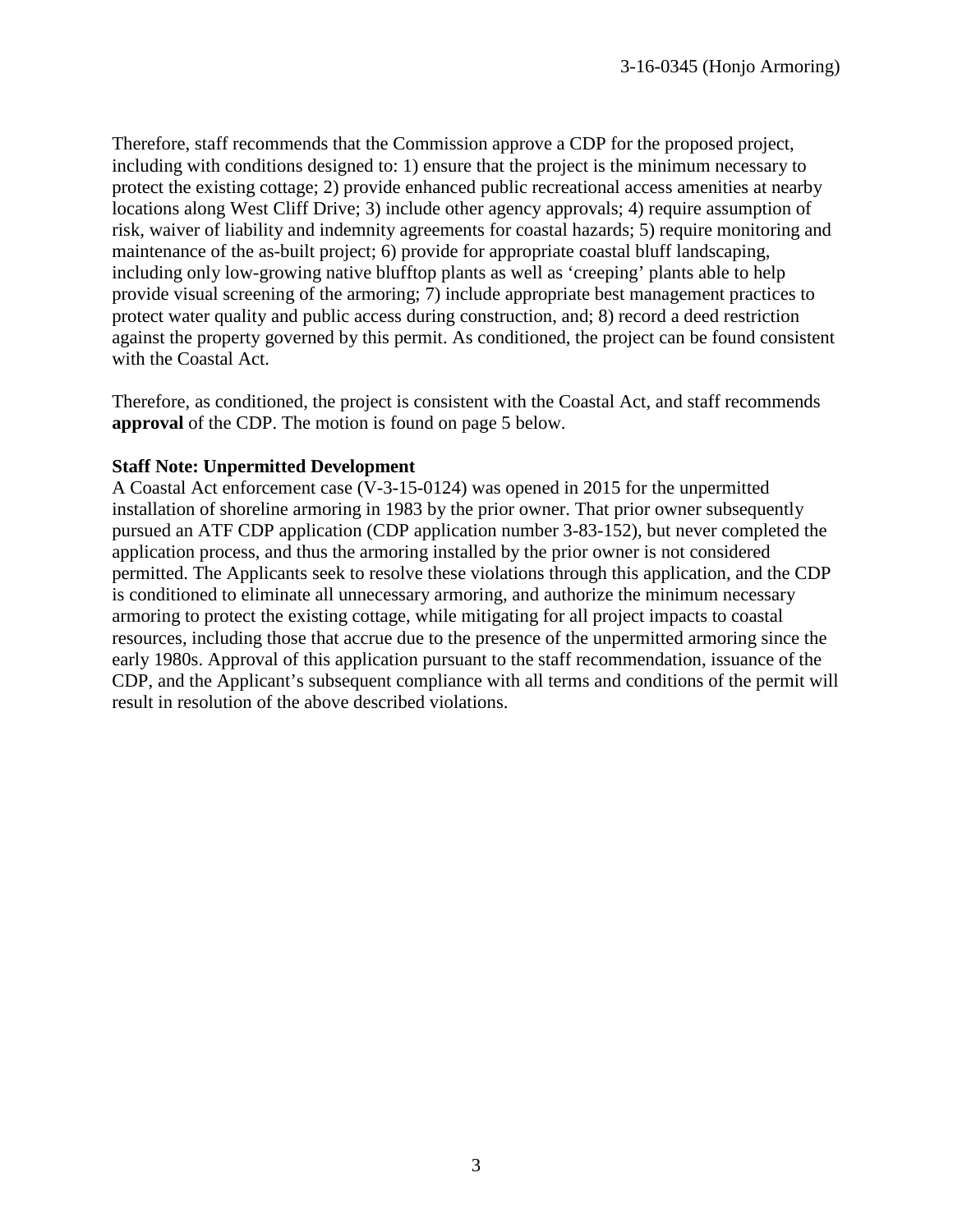Therefore, staff recommends that the Commission approve a CDP for the proposed project, including with conditions designed to: 1) ensure that the project is the minimum necessary to protect the existing cottage; 2) provide enhanced public recreational access amenities at nearby locations along West Cliff Drive; 3) include other agency approvals; 4) require assumption of risk, waiver of liability and indemnity agreements for coastal hazards; 5) require monitoring and maintenance of the as-built project; 6) provide for appropriate coastal bluff landscaping, including only low-growing native blufftop plants as well as 'creeping' plants able to help provide visual screening of the armoring; 7) include appropriate best management practices to protect water quality and public access during construction, and; 8) record a deed restriction against the property governed by this permit. As conditioned, the project can be found consistent with the Coastal Act.

Therefore, as conditioned, the project is consistent with the Coastal Act, and staff recommends **approval** of the CDP. The motion is found on page 5 below.

**Staff Note: Unpermitted Development**

A Coastal Act enforcement case (V-3-15-0124) was opened in 2015 for the unpermitted installation of shoreline armoring in 1983 by the prior owner. That prior owner subsequently pursued an ATF CDP application (CDP application number 3-83-152), but never completed the application process, and thus the armoring installed by the prior owner is not considered permitted. The Applicants seek to resolve these violations through this application, and the CDP is conditioned to eliminate all unnecessary armoring, and authorize the minimum necessary armoring to protect the existing cottage, while mitigating for all project impacts to coastal resources, including those that accrue due to the presence of the unpermitted armoring since the early 1980s. Approval of this application pursuant to the staff recommendation, issuance of the CDP, and the Applicant's subsequent compliance with all terms and conditions of the permit will result in resolution of the above described violations.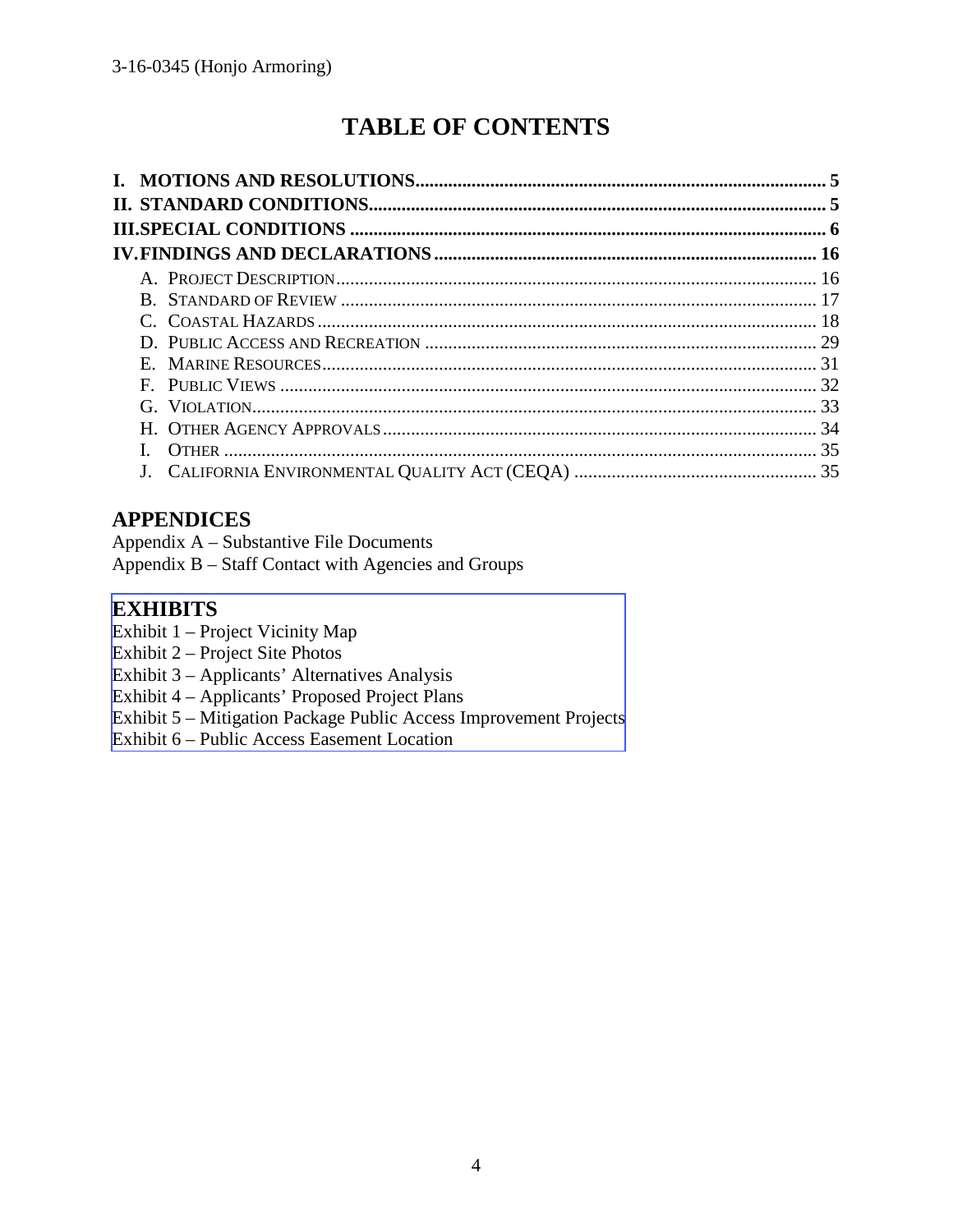# TABLE OF CONTENTS

**I. MOTIONS AND RESOLUTIONS....................................................................................... 5**
**II. STANDARD CONDITIONS................................................................................................ 5**
**III. SPECIAL CONDITIONS .................................................................................................... 6**
**IV. FINDINGS AND DECLARATIONS ................................................................................ 16**

- A. PROJECT DESCRIPTION ...................................................................................................... 16
- B. STANDARD OF REVIEW ..................................................................................................... 17
- C. COASTAL HAZARDS .......................................................................................................... 18
- D. PUBLIC ACCESS AND RECREATION .................................................................................. 29
- E. MARINE RESOURCES.......................................................................................................... 31
- F. PUBLIC VIEWS .................................................................................................................. 32
- G. VIOLATION......................................................................................................................... 33
- H. OTHER AGENCY APPROVALS ............................................................................................. 34
- I. OTHER ............................................................................................................................... 35
- J. CALIFORNIA ENVIRONMENTAL QUALITY ACT (CEQA) .................................................... 35

## APPENDICES

Appendix A – Substantive File Documents
Appendix B – Staff Contact with Agencies and Groups

## EXHIBITS

Exhibit 1 – Project Vicinity Map
Exhibit 2 – Project Site Photos
Exhibit 3 – Applicants' Alternatives Analysis
Exhibit 4 – Applicants' Proposed Project Plans
Exhibit 5 – Mitigation Package Public Access Improvement Projects
Exhibit 6 – Public Access Easement Location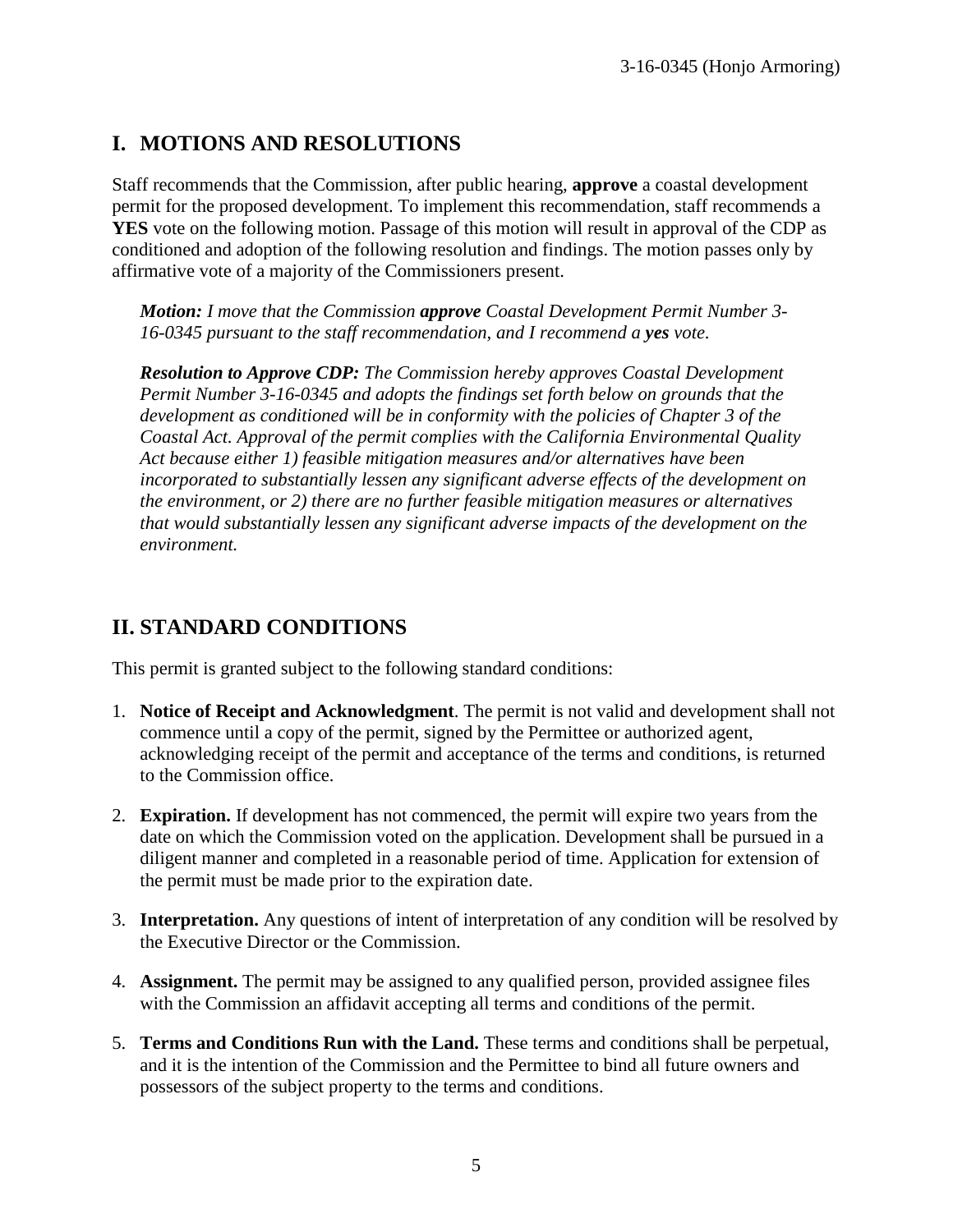## I. MOTIONS AND RESOLUTIONS

Staff recommends that the Commission, after public hearing, **approve** a coastal development permit for the proposed development. To implement this recommendation, staff recommends a **YES** vote on the following motion. Passage of this motion will result in approval of the CDP as conditioned and adoption of the following resolution and findings. The motion passes only by affirmative vote of a majority of the Commissioners present.

> ***Motion:*** *I move that the Commission* ***approve*** *Coastal Development Permit Number 3-16-0345 pursuant to the staff recommendation, and I recommend a* ***yes*** *vote.*
>
> ***Resolution to Approve CDP:*** *The Commission hereby approves Coastal Development Permit Number 3-16-0345 and adopts the findings set forth below on grounds that the development as conditioned will be in conformity with the policies of Chapter 3 of the Coastal Act. Approval of the permit complies with the California Environmental Quality Act because either 1) feasible mitigation measures and/or alternatives have been incorporated to substantially lessen any significant adverse effects of the development on the environment, or 2) there are no further feasible mitigation measures or alternatives that would substantially lessen any significant adverse impacts of the development on the environment.*

## II. STANDARD CONDITIONS

This permit is granted subject to the following standard conditions:

1. **Notice of Receipt and Acknowledgment**. The permit is not valid and development shall not commence until a copy of the permit, signed by the Permittee or authorized agent, acknowledging receipt of the permit and acceptance of the terms and conditions, is returned to the Commission office.

2. **Expiration.** If development has not commenced, the permit will expire two years from the date on which the Commission voted on the application. Development shall be pursued in a diligent manner and completed in a reasonable period of time. Application for extension of the permit must be made prior to the expiration date.

3. **Interpretation.** Any questions of intent of interpretation of any condition will be resolved by the Executive Director or the Commission.

4. **Assignment.** The permit may be assigned to any qualified person, provided assignee files with the Commission an affidavit accepting all terms and conditions of the permit.

5. **Terms and Conditions Run with the Land.** These terms and conditions shall be perpetual, and it is the intention of the Commission and the Permittee to bind all future owners and possessors of the subject property to the terms and conditions.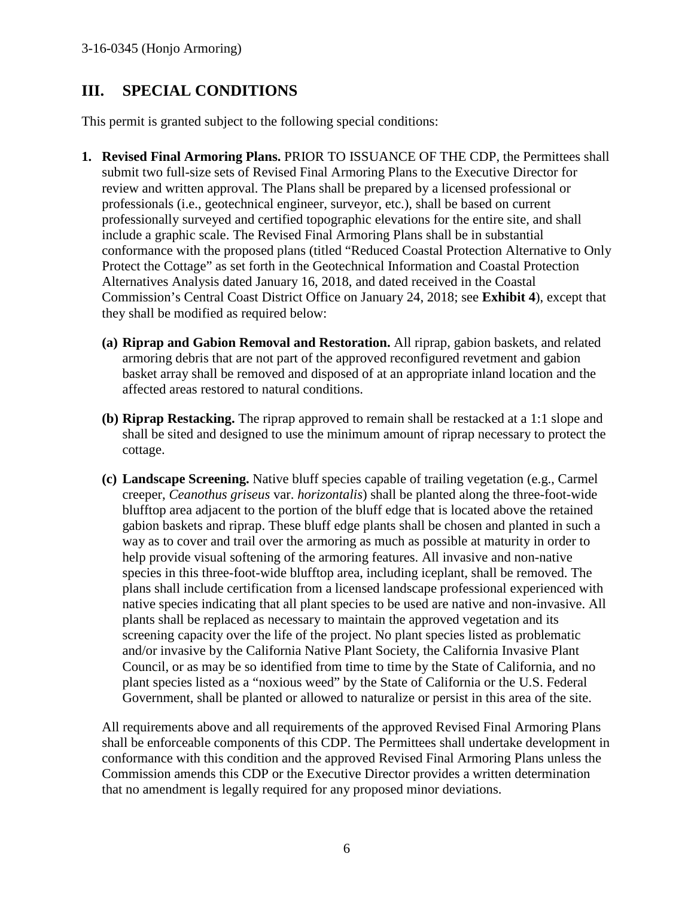## III. SPECIAL CONDITIONS

This permit is granted subject to the following special conditions:

1. **Revised Final Armoring Plans.** PRIOR TO ISSUANCE OF THE CDP, the Permittees shall submit two full-size sets of Revised Final Armoring Plans to the Executive Director for review and written approval. The Plans shall be prepared by a licensed professional or professionals (i.e., geotechnical engineer, surveyor, etc.), shall be based on current professionally surveyed and certified topographic elevations for the entire site, and shall include a graphic scale. The Revised Final Armoring Plans shall be in substantial conformance with the proposed plans (titled "Reduced Coastal Protection Alternative to Only Protect the Cottage" as set forth in the Geotechnical Information and Coastal Protection Alternatives Analysis dated January 16, 2018, and dated received in the Coastal Commission's Central Coast District Office on January 24, 2018; see **Exhibit 4**), except that they shall be modified as required below:

   **(a) Riprap and Gabion Removal and Restoration.** All riprap, gabion baskets, and related armoring debris that are not part of the approved reconfigured revetment and gabion basket array shall be removed and disposed of at an appropriate inland location and the affected areas restored to natural conditions.

   **(b) Riprap Restacking.** The riprap approved to remain shall be restacked at a 1:1 slope and shall be sited and designed to use the minimum amount of riprap necessary to protect the cottage.

   **(c) Landscape Screening.** Native bluff species capable of trailing vegetation (e.g., Carmel creeper, *Ceanothus griseus* var. *horizontalis*) shall be planted along the three-foot-wide blufftop area adjacent to the portion of the bluff edge that is located above the retained gabion baskets and riprap. These bluff edge plants shall be chosen and planted in such a way as to cover and trail over the armoring as much as possible at maturity in order to help provide visual softening of the armoring features. All invasive and non-native species in this three-foot-wide blufftop area, including iceplant, shall be removed. The plans shall include certification from a licensed landscape professional experienced with native species indicating that all plant species to be used are native and non-invasive. All plants shall be replaced as necessary to maintain the approved vegetation and its screening capacity over the life of the project. No plant species listed as problematic and/or invasive by the California Native Plant Society, the California Invasive Plant Council, or as may be so identified from time to time by the State of California, and no plant species listed as a "noxious weed" by the State of California or the U.S. Federal Government, shall be planted or allowed to naturalize or persist in this area of the site.

   All requirements above and all requirements of the approved Revised Final Armoring Plans shall be enforceable components of this CDP. The Permittees shall undertake development in conformance with this condition and the approved Revised Final Armoring Plans unless the Commission amends this CDP or the Executive Director provides a written determination that no amendment is legally required for any proposed minor deviations.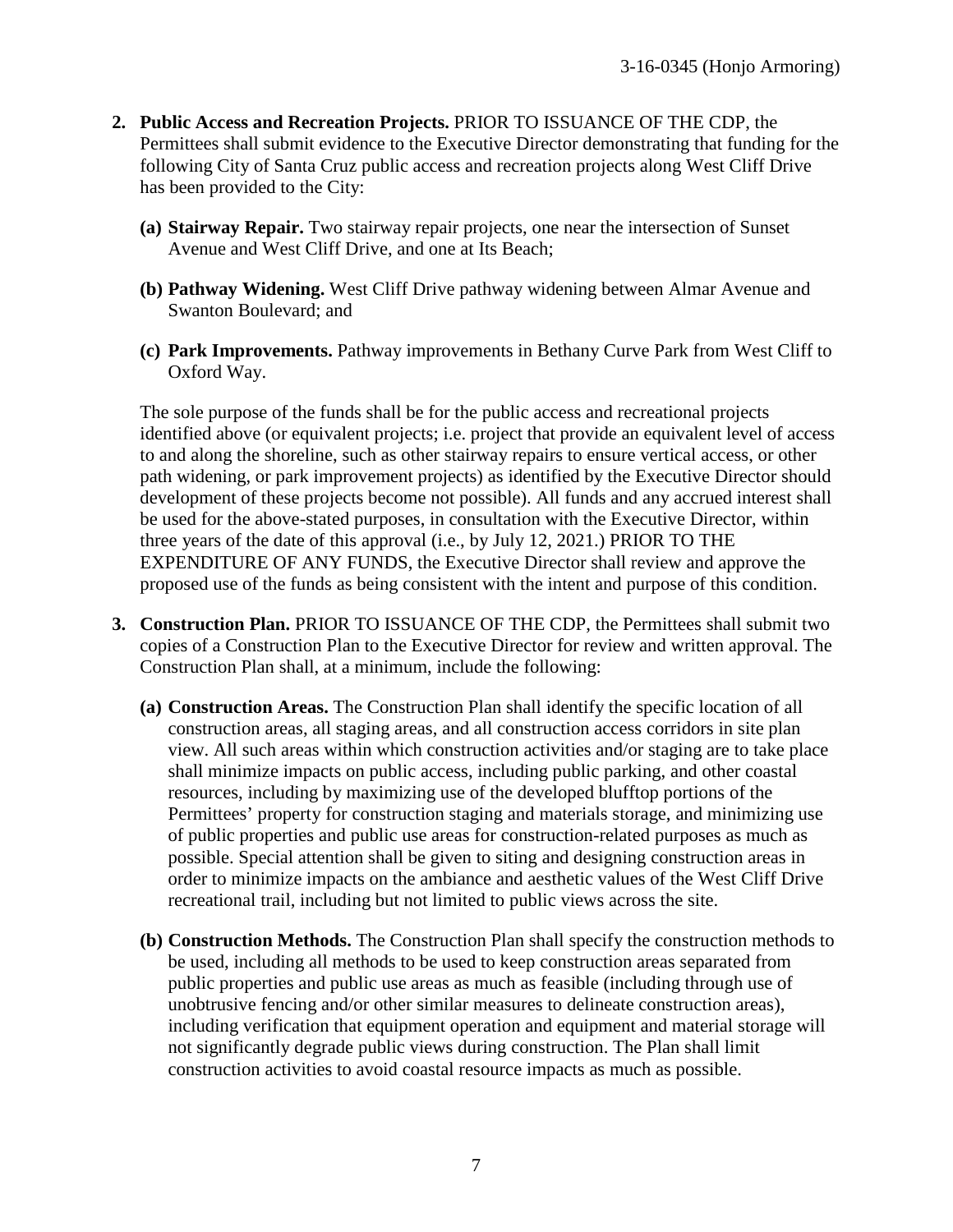2. **Public Access and Recreation Projects.** PRIOR TO ISSUANCE OF THE CDP, the Permittees shall submit evidence to the Executive Director demonstrating that funding for the following City of Santa Cruz public access and recreation projects along West Cliff Drive has been provided to the City:

   **(a) Stairway Repair.** Two stairway repair projects, one near the intersection of Sunset Avenue and West Cliff Drive, and one at Its Beach;

   **(b) Pathway Widening.** West Cliff Drive pathway widening between Almar Avenue and Swanton Boulevard; and

   **(c) Park Improvements.** Pathway improvements in Bethany Curve Park from West Cliff to Oxford Way.

   The sole purpose of the funds shall be for the public access and recreational projects identified above (or equivalent projects; i.e. project that provide an equivalent level of access to and along the shoreline, such as other stairway repairs to ensure vertical access, or other path widening, or park improvement projects) as identified by the Executive Director should development of these projects become not possible). All funds and any accrued interest shall be used for the above-stated purposes, in consultation with the Executive Director, within three years of the date of this approval (i.e., by July 12, 2021.) PRIOR TO THE EXPENDITURE OF ANY FUNDS, the Executive Director shall review and approve the proposed use of the funds as being consistent with the intent and purpose of this condition.

3. **Construction Plan.** PRIOR TO ISSUANCE OF THE CDP, the Permittees shall submit two copies of a Construction Plan to the Executive Director for review and written approval. The Construction Plan shall, at a minimum, include the following:

   **(a) Construction Areas.** The Construction Plan shall identify the specific location of all construction areas, all staging areas, and all construction access corridors in site plan view. All such areas within which construction activities and/or staging are to take place shall minimize impacts on public access, including public parking, and other coastal resources, including by maximizing use of the developed blufftop portions of the Permittees' property for construction staging and materials storage, and minimizing use of public properties and public use areas for construction-related purposes as much as possible. Special attention shall be given to siting and designing construction areas in order to minimize impacts on the ambiance and aesthetic values of the West Cliff Drive recreational trail, including but not limited to public views across the site.

   **(b) Construction Methods.** The Construction Plan shall specify the construction methods to be used, including all methods to be used to keep construction areas separated from public properties and public use areas as much as feasible (including through use of unobtrusive fencing and/or other similar measures to delineate construction areas), including verification that equipment operation and equipment and material storage will not significantly degrade public views during construction. The Plan shall limit construction activities to avoid coastal resource impacts as much as possible.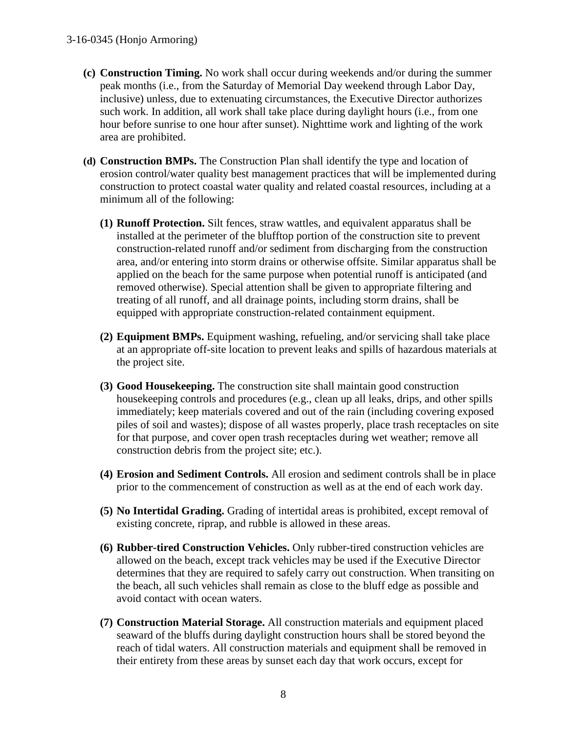- **(c) Construction Timing.** No work shall occur during weekends and/or during the summer peak months (i.e., from the Saturday of Memorial Day weekend through Labor Day, inclusive) unless, due to extenuating circumstances, the Executive Director authorizes such work. In addition, all work shall take place during daylight hours (i.e., from one hour before sunrise to one hour after sunset). Nighttime work and lighting of the work area are prohibited.

- **(d) Construction BMPs.** The Construction Plan shall identify the type and location of erosion control/water quality best management practices that will be implemented during construction to protect coastal water quality and related coastal resources, including at a minimum all of the following:

  - **(1) Runoff Protection.** Silt fences, straw wattles, and equivalent apparatus shall be installed at the perimeter of the blufftop portion of the construction site to prevent construction-related runoff and/or sediment from discharging from the construction area, and/or entering into storm drains or otherwise offsite. Similar apparatus shall be applied on the beach for the same purpose when potential runoff is anticipated (and removed otherwise). Special attention shall be given to appropriate filtering and treating of all runoff, and all drainage points, including storm drains, shall be equipped with appropriate construction-related containment equipment.

  - **(2) Equipment BMPs.** Equipment washing, refueling, and/or servicing shall take place at an appropriate off-site location to prevent leaks and spills of hazardous materials at the project site.

  - **(3) Good Housekeeping.** The construction site shall maintain good construction housekeeping controls and procedures (e.g., clean up all leaks, drips, and other spills immediately; keep materials covered and out of the rain (including covering exposed piles of soil and wastes); dispose of all wastes properly, place trash receptacles on site for that purpose, and cover open trash receptacles during wet weather; remove all construction debris from the project site; etc.).

  - **(4) Erosion and Sediment Controls.** All erosion and sediment controls shall be in place prior to the commencement of construction as well as at the end of each work day.

  - **(5) No Intertidal Grading.** Grading of intertidal areas is prohibited, except removal of existing concrete, riprap, and rubble is allowed in these areas.

  - **(6) Rubber-tired Construction Vehicles.** Only rubber-tired construction vehicles are allowed on the beach, except track vehicles may be used if the Executive Director determines that they are required to safely carry out construction. When transiting on the beach, all such vehicles shall remain as close to the bluff edge as possible and avoid contact with ocean waters.

  - **(7) Construction Material Storage.** All construction materials and equipment placed seaward of the bluffs during daylight construction hours shall be stored beyond the reach of tidal waters. All construction materials and equipment shall be removed in their entirety from these areas by sunset each day that work occurs, except for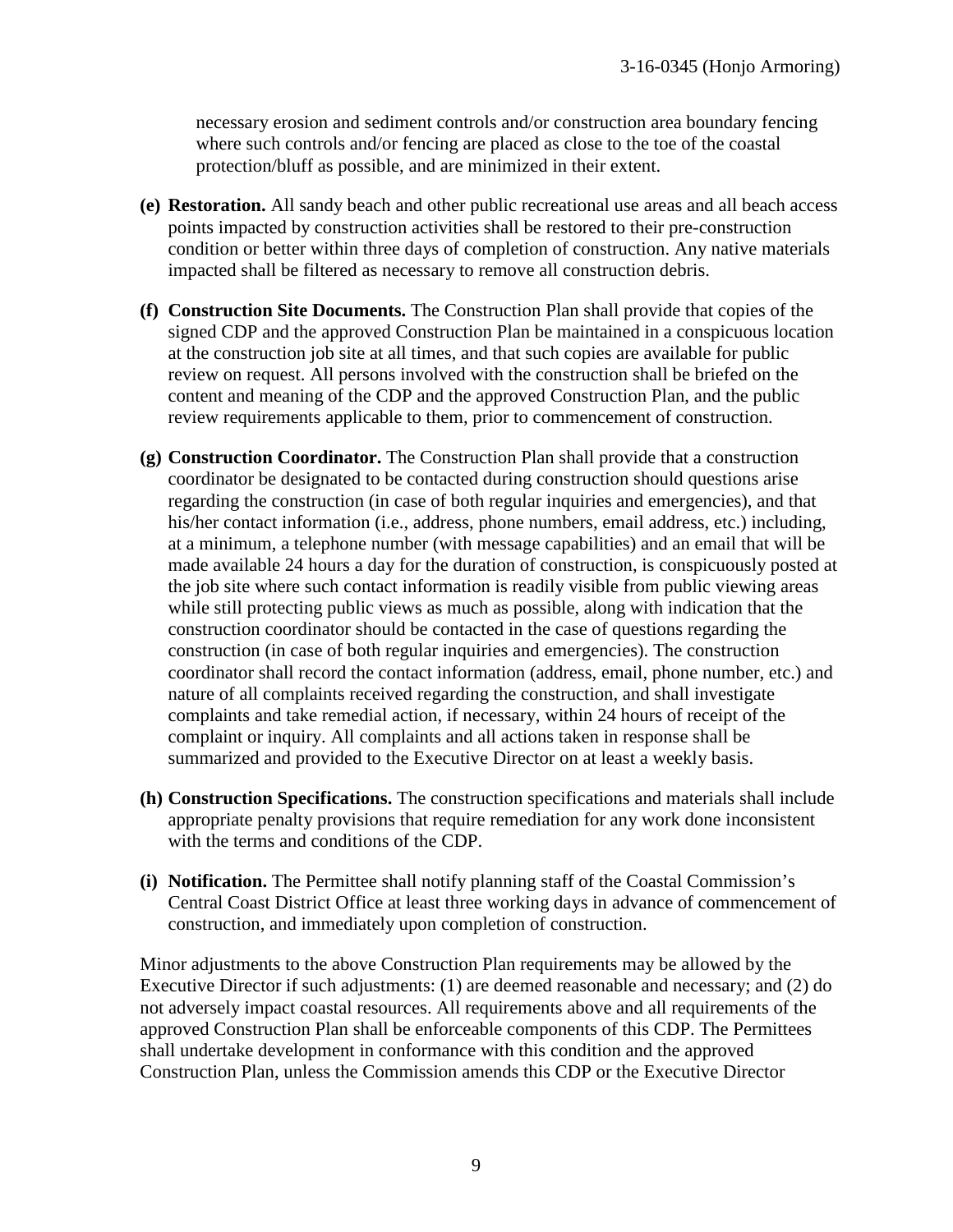necessary erosion and sediment controls and/or construction area boundary fencing where such controls and/or fencing are placed as close to the toe of the coastal protection/bluff as possible, and are minimized in their extent.

**(e) Restoration.** All sandy beach and other public recreational use areas and all beach access points impacted by construction activities shall be restored to their pre-construction condition or better within three days of completion of construction. Any native materials impacted shall be filtered as necessary to remove all construction debris.

**(f) Construction Site Documents.** The Construction Plan shall provide that copies of the signed CDP and the approved Construction Plan be maintained in a conspicuous location at the construction job site at all times, and that such copies are available for public review on request. All persons involved with the construction shall be briefed on the content and meaning of the CDP and the approved Construction Plan, and the public review requirements applicable to them, prior to commencement of construction.

**(g) Construction Coordinator.** The Construction Plan shall provide that a construction coordinator be designated to be contacted during construction should questions arise regarding the construction (in case of both regular inquiries and emergencies), and that his/her contact information (i.e., address, phone numbers, email address, etc.) including, at a minimum, a telephone number (with message capabilities) and an email that will be made available 24 hours a day for the duration of construction, is conspicuously posted at the job site where such contact information is readily visible from public viewing areas while still protecting public views as much as possible, along with indication that the construction coordinator should be contacted in the case of questions regarding the construction (in case of both regular inquiries and emergencies). The construction coordinator shall record the contact information (address, email, phone number, etc.) and nature of all complaints received regarding the construction, and shall investigate complaints and take remedial action, if necessary, within 24 hours of receipt of the complaint or inquiry. All complaints and all actions taken in response shall be summarized and provided to the Executive Director on at least a weekly basis.

**(h) Construction Specifications.** The construction specifications and materials shall include appropriate penalty provisions that require remediation for any work done inconsistent with the terms and conditions of the CDP.

**(i) Notification.** The Permittee shall notify planning staff of the Coastal Commission's Central Coast District Office at least three working days in advance of commencement of construction, and immediately upon completion of construction.

Minor adjustments to the above Construction Plan requirements may be allowed by the Executive Director if such adjustments: (1) are deemed reasonable and necessary; and (2) do not adversely impact coastal resources. All requirements above and all requirements of the approved Construction Plan shall be enforceable components of this CDP. The Permittees shall undertake development in conformance with this condition and the approved Construction Plan, unless the Commission amends this CDP or the Executive Director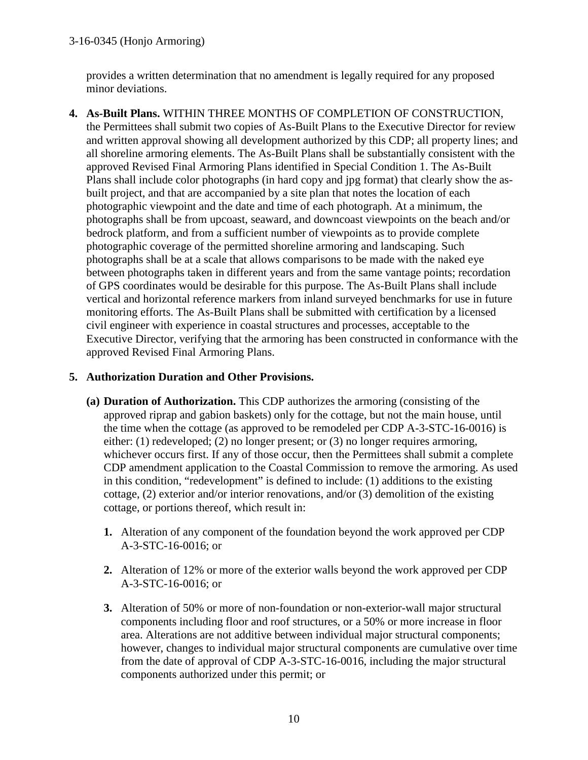provides a written determination that no amendment is legally required for any proposed minor deviations.

4. **As-Built Plans.** WITHIN THREE MONTHS OF COMPLETION OF CONSTRUCTION, the Permittees shall submit two copies of As-Built Plans to the Executive Director for review and written approval showing all development authorized by this CDP; all property lines; and all shoreline armoring elements. The As-Built Plans shall be substantially consistent with the approved Revised Final Armoring Plans identified in Special Condition 1. The As-Built Plans shall include color photographs (in hard copy and jpg format) that clearly show the as-built project, and that are accompanied by a site plan that notes the location of each photographic viewpoint and the date and time of each photograph. At a minimum, the photographs shall be from upcoast, seaward, and downcoast viewpoints on the beach and/or bedrock platform, and from a sufficient number of viewpoints as to provide complete photographic coverage of the permitted shoreline armoring and landscaping. Such photographs shall be at a scale that allows comparisons to be made with the naked eye between photographs taken in different years and from the same vantage points; recordation of GPS coordinates would be desirable for this purpose. The As-Built Plans shall include vertical and horizontal reference markers from inland surveyed benchmarks for use in future monitoring efforts. The As-Built Plans shall be submitted with certification by a licensed civil engineer with experience in coastal structures and processes, acceptable to the Executive Director, verifying that the armoring has been constructed in conformance with the approved Revised Final Armoring Plans.

5. **Authorization Duration and Other Provisions.**

   **(a) Duration of Authorization.** This CDP authorizes the armoring (consisting of the approved riprap and gabion baskets) only for the cottage, but not the main house, until the time when the cottage (as approved to be remodeled per CDP A-3-STC-16-0016) is either: (1) redeveloped; (2) no longer present; or (3) no longer requires armoring, whichever occurs first. If any of those occur, then the Permittees shall submit a complete CDP amendment application to the Coastal Commission to remove the armoring. As used in this condition, "redevelopment" is defined to include: (1) additions to the existing cottage, (2) exterior and/or interior renovations, and/or (3) demolition of the existing cottage, or portions thereof, which result in:

   1. Alteration of any component of the foundation beyond the work approved per CDP A-3-STC-16-0016; or

   2. Alteration of 12% or more of the exterior walls beyond the work approved per CDP A-3-STC-16-0016; or

   3. Alteration of 50% or more of non-foundation or non-exterior-wall major structural components including floor and roof structures, or a 50% or more increase in floor area. Alterations are not additive between individual major structural components; however, changes to individual major structural components are cumulative over time from the date of approval of CDP A-3-STC-16-0016, including the major structural components authorized under this permit; or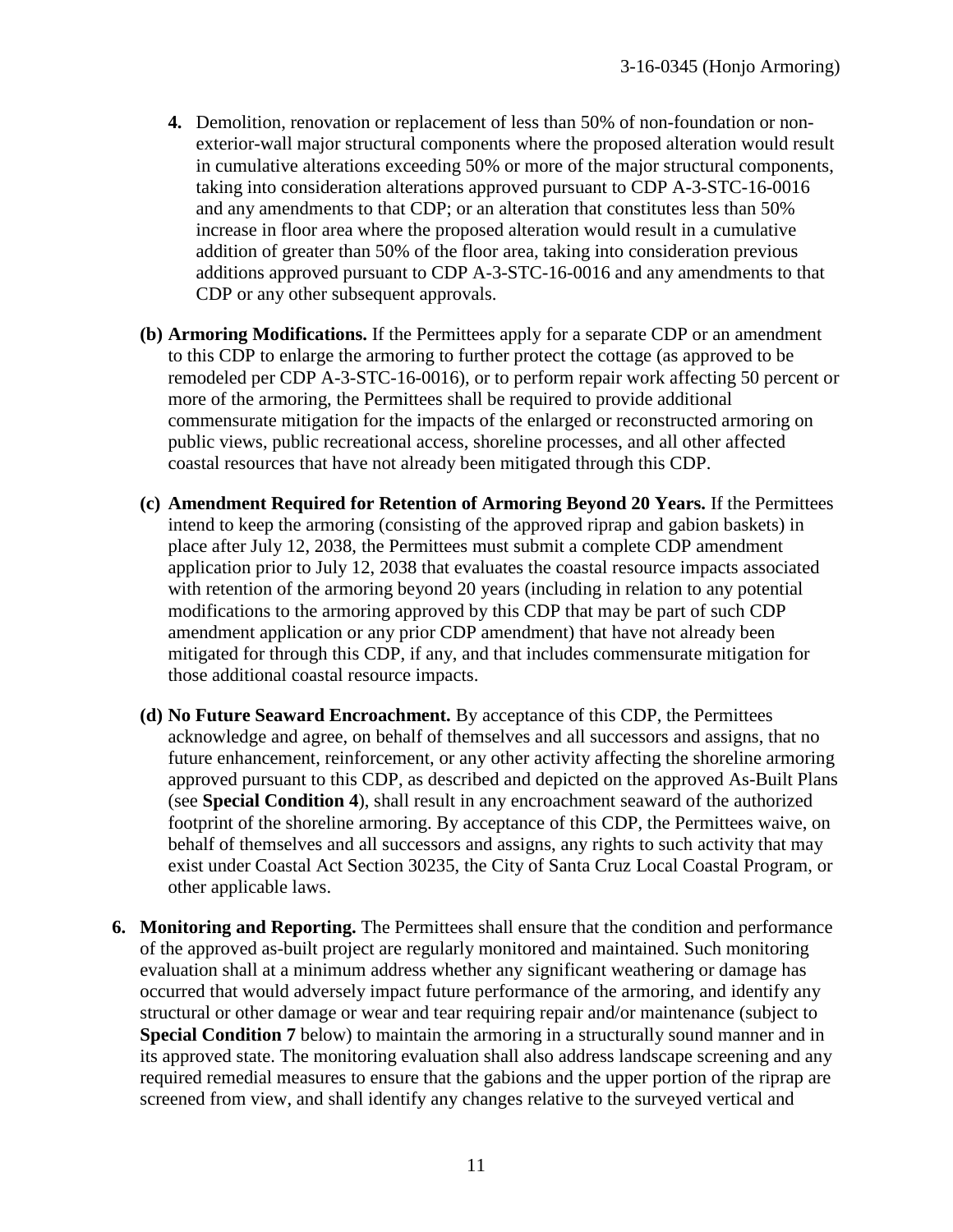4. Demolition, renovation or replacement of less than 50% of non-foundation or non-exterior-wall major structural components where the proposed alteration would result in cumulative alterations exceeding 50% or more of the major structural components, taking into consideration alterations approved pursuant to CDP A-3-STC-16-0016 and any amendments to that CDP; or an alteration that constitutes less than 50% increase in floor area where the proposed alteration would result in a cumulative addition of greater than 50% of the floor area, taking into consideration previous additions approved pursuant to CDP A-3-STC-16-0016 and any amendments to that CDP or any other subsequent approvals.

**(b) Armoring Modifications.** If the Permittees apply for a separate CDP or an amendment to this CDP to enlarge the armoring to further protect the cottage (as approved to be remodeled per CDP A-3-STC-16-0016), or to perform repair work affecting 50 percent or more of the armoring, the Permittees shall be required to provide additional commensurate mitigation for the impacts of the enlarged or reconstructed armoring on public views, public recreational access, shoreline processes, and all other affected coastal resources that have not already been mitigated through this CDP.

**(c) Amendment Required for Retention of Armoring Beyond 20 Years.** If the Permittees intend to keep the armoring (consisting of the approved riprap and gabion baskets) in place after July 12, 2038, the Permittees must submit a complete CDP amendment application prior to July 12, 2038 that evaluates the coastal resource impacts associated with retention of the armoring beyond 20 years (including in relation to any potential modifications to the armoring approved by this CDP that may be part of such CDP amendment application or any prior CDP amendment) that have not already been mitigated for through this CDP, if any, and that includes commensurate mitigation for those additional coastal resource impacts.

**(d) No Future Seaward Encroachment.** By acceptance of this CDP, the Permittees acknowledge and agree, on behalf of themselves and all successors and assigns, that no future enhancement, reinforcement, or any other activity affecting the shoreline armoring approved pursuant to this CDP, as described and depicted on the approved As-Built Plans (see **Special Condition 4**), shall result in any encroachment seaward of the authorized footprint of the shoreline armoring. By acceptance of this CDP, the Permittees waive, on behalf of themselves and all successors and assigns, any rights to such activity that may exist under Coastal Act Section 30235, the City of Santa Cruz Local Coastal Program, or other applicable laws.

**6. Monitoring and Reporting.** The Permittees shall ensure that the condition and performance of the approved as-built project are regularly monitored and maintained. Such monitoring evaluation shall at a minimum address whether any significant weathering or damage has occurred that would adversely impact future performance of the armoring, and identify any structural or other damage or wear and tear requiring repair and/or maintenance (subject to **Special Condition 7** below) to maintain the armoring in a structurally sound manner and in its approved state. The monitoring evaluation shall also address landscape screening and any required remedial measures to ensure that the gabions and the upper portion of the riprap are screened from view, and shall identify any changes relative to the surveyed vertical and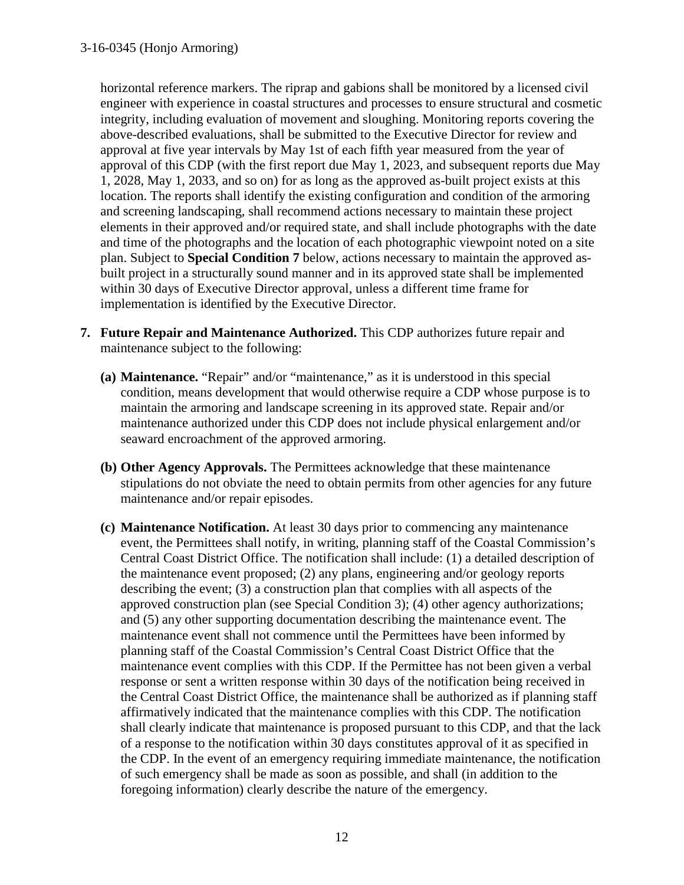horizontal reference markers. The riprap and gabions shall be monitored by a licensed civil engineer with experience in coastal structures and processes to ensure structural and cosmetic integrity, including evaluation of movement and sloughing. Monitoring reports covering the above-described evaluations, shall be submitted to the Executive Director for review and approval at five year intervals by May 1st of each fifth year measured from the year of approval of this CDP (with the first report due May 1, 2023, and subsequent reports due May 1, 2028, May 1, 2033, and so on) for as long as the approved as-built project exists at this location. The reports shall identify the existing configuration and condition of the armoring and screening landscaping, shall recommend actions necessary to maintain these project elements in their approved and/or required state, and shall include photographs with the date and time of the photographs and the location of each photographic viewpoint noted on a site plan. Subject to **Special Condition 7** below, actions necessary to maintain the approved as-built project in a structurally sound manner and in its approved state shall be implemented within 30 days of Executive Director approval, unless a different time frame for implementation is identified by the Executive Director.

7. **Future Repair and Maintenance Authorized.** This CDP authorizes future repair and maintenance subject to the following:

   **(a) Maintenance.** "Repair" and/or "maintenance," as it is understood in this special condition, means development that would otherwise require a CDP whose purpose is to maintain the armoring and landscape screening in its approved state. Repair and/or maintenance authorized under this CDP does not include physical enlargement and/or seaward encroachment of the approved armoring.

   **(b) Other Agency Approvals.** The Permittees acknowledge that these maintenance stipulations do not obviate the need to obtain permits from other agencies for any future maintenance and/or repair episodes.

   **(c) Maintenance Notification.** At least 30 days prior to commencing any maintenance event, the Permittees shall notify, in writing, planning staff of the Coastal Commission's Central Coast District Office. The notification shall include: (1) a detailed description of the maintenance event proposed; (2) any plans, engineering and/or geology reports describing the event; (3) a construction plan that complies with all aspects of the approved construction plan (see Special Condition 3); (4) other agency authorizations; and (5) any other supporting documentation describing the maintenance event. The maintenance event shall not commence until the Permittees have been informed by planning staff of the Coastal Commission's Central Coast District Office that the maintenance event complies with this CDP. If the Permittee has not been given a verbal response or sent a written response within 30 days of the notification being received in the Central Coast District Office, the maintenance shall be authorized as if planning staff affirmatively indicated that the maintenance complies with this CDP. The notification shall clearly indicate that maintenance is proposed pursuant to this CDP, and that the lack of a response to the notification within 30 days constitutes approval of it as specified in the CDP. In the event of an emergency requiring immediate maintenance, the notification of such emergency shall be made as soon as possible, and shall (in addition to the foregoing information) clearly describe the nature of the emergency.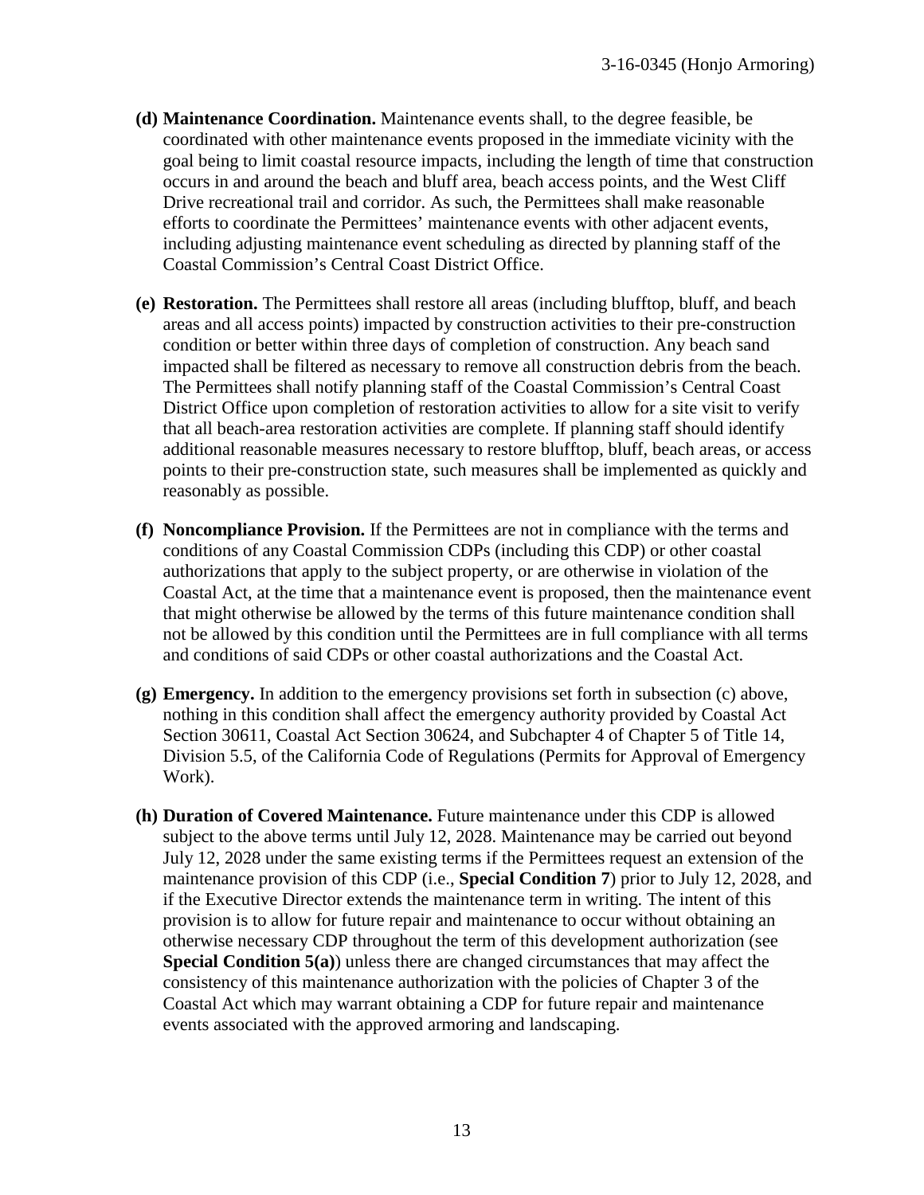- **(d) Maintenance Coordination.** Maintenance events shall, to the degree feasible, be coordinated with other maintenance events proposed in the immediate vicinity with the goal being to limit coastal resource impacts, including the length of time that construction occurs in and around the beach and bluff area, beach access points, and the West Cliff Drive recreational trail and corridor. As such, the Permittees shall make reasonable efforts to coordinate the Permittees' maintenance events with other adjacent events, including adjusting maintenance event scheduling as directed by planning staff of the Coastal Commission's Central Coast District Office.

- **(e) Restoration.** The Permittees shall restore all areas (including blufftop, bluff, and beach areas and all access points) impacted by construction activities to their pre-construction condition or better within three days of completion of construction. Any beach sand impacted shall be filtered as necessary to remove all construction debris from the beach. The Permittees shall notify planning staff of the Coastal Commission's Central Coast District Office upon completion of restoration activities to allow for a site visit to verify that all beach-area restoration activities are complete. If planning staff should identify additional reasonable measures necessary to restore blufftop, bluff, beach areas, or access points to their pre-construction state, such measures shall be implemented as quickly and reasonably as possible.

- **(f) Noncompliance Provision.** If the Permittees are not in compliance with the terms and conditions of any Coastal Commission CDPs (including this CDP) or other coastal authorizations that apply to the subject property, or are otherwise in violation of the Coastal Act, at the time that a maintenance event is proposed, then the maintenance event that might otherwise be allowed by the terms of this future maintenance condition shall not be allowed by this condition until the Permittees are in full compliance with all terms and conditions of said CDPs or other coastal authorizations and the Coastal Act.

- **(g) Emergency.** In addition to the emergency provisions set forth in subsection (c) above, nothing in this condition shall affect the emergency authority provided by Coastal Act Section 30611, Coastal Act Section 30624, and Subchapter 4 of Chapter 5 of Title 14, Division 5.5, of the California Code of Regulations (Permits for Approval of Emergency Work).

- **(h) Duration of Covered Maintenance.** Future maintenance under this CDP is allowed subject to the above terms until July 12, 2028. Maintenance may be carried out beyond July 12, 2028 under the same existing terms if the Permittees request an extension of the maintenance provision of this CDP (i.e., **Special Condition 7**) prior to July 12, 2028, and if the Executive Director extends the maintenance term in writing. The intent of this provision is to allow for future repair and maintenance to occur without obtaining an otherwise necessary CDP throughout the term of this development authorization (see **Special Condition 5(a)**) unless there are changed circumstances that may affect the consistency of this maintenance authorization with the policies of Chapter 3 of the Coastal Act which may warrant obtaining a CDP for future repair and maintenance events associated with the approved armoring and landscaping.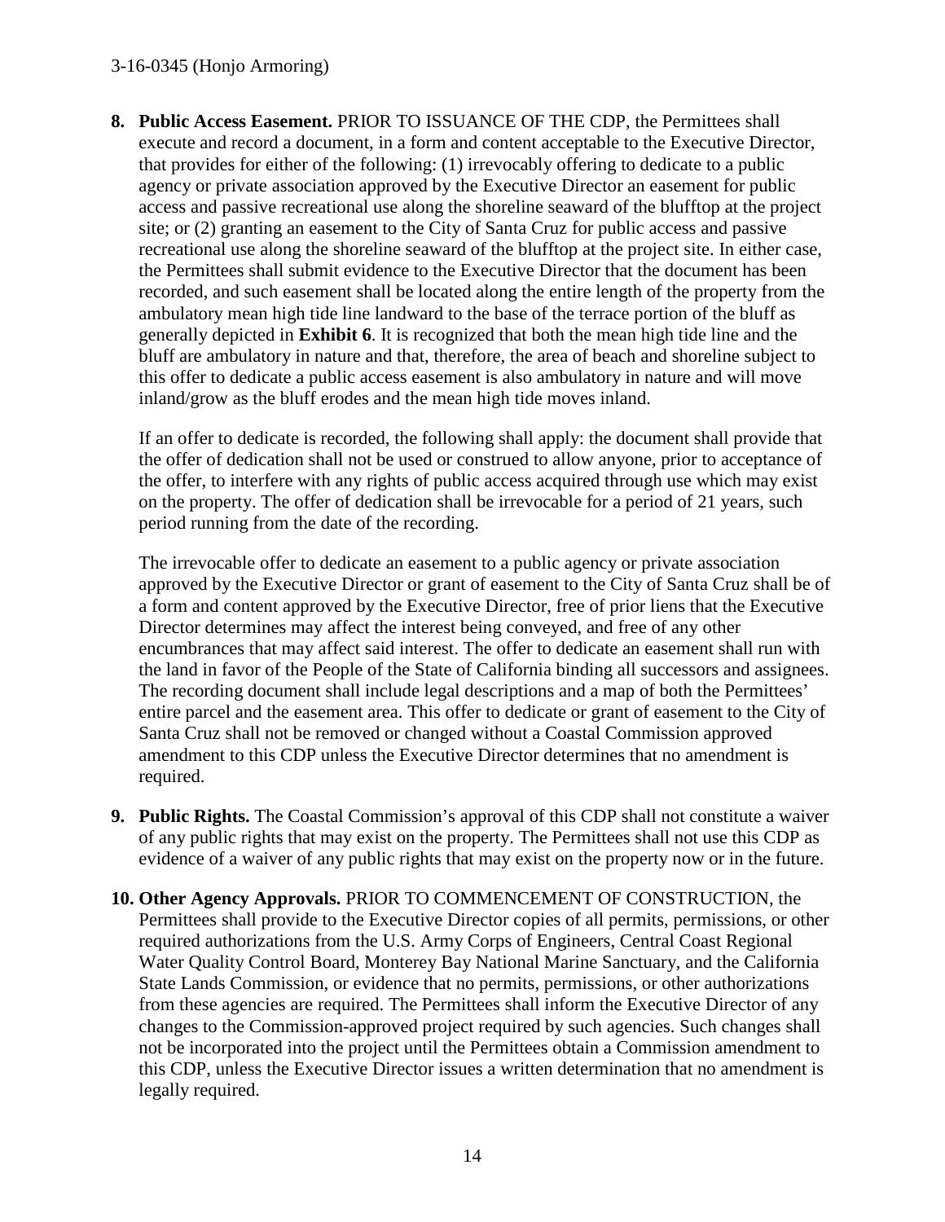8. **Public Access Easement.** PRIOR TO ISSUANCE OF THE CDP, the Permittees shall execute and record a document, in a form and content acceptable to the Executive Director, that provides for either of the following: (1) irrevocably offering to dedicate to a public agency or private association approved by the Executive Director an easement for public access and passive recreational use along the shoreline seaward of the blufftop at the project site; or (2) granting an easement to the City of Santa Cruz for public access and passive recreational use along the shoreline seaward of the blufftop at the project site. In either case, the Permittees shall submit evidence to the Executive Director that the document has been recorded, and such easement shall be located along the entire length of the property from the ambulatory mean high tide line landward to the base of the terrace portion of the bluff as generally depicted in **Exhibit 6**. It is recognized that both the mean high tide line and the bluff are ambulatory in nature and that, therefore, the area of beach and shoreline subject to this offer to dedicate a public access easement is also ambulatory in nature and will move inland/grow as the bluff erodes and the mean high tide moves inland.

   If an offer to dedicate is recorded, the following shall apply: the document shall provide that the offer of dedication shall not be used or construed to allow anyone, prior to acceptance of the offer, to interfere with any rights of public access acquired through use which may exist on the property. The offer of dedication shall be irrevocable for a period of 21 years, such period running from the date of the recording.

   The irrevocable offer to dedicate an easement to a public agency or private association approved by the Executive Director or grant of easement to the City of Santa Cruz shall be of a form and content approved by the Executive Director, free of prior liens that the Executive Director determines may affect the interest being conveyed, and free of any other encumbrances that may affect said interest. The offer to dedicate an easement shall run with the land in favor of the People of the State of California binding all successors and assignees. The recording document shall include legal descriptions and a map of both the Permittees' entire parcel and the easement area. This offer to dedicate or grant of easement to the City of Santa Cruz shall not be removed or changed without a Coastal Commission approved amendment to this CDP unless the Executive Director determines that no amendment is required.

9. **Public Rights.** The Coastal Commission's approval of this CDP shall not constitute a waiver of any public rights that may exist on the property. The Permittees shall not use this CDP as evidence of a waiver of any public rights that may exist on the property now or in the future.

10. **Other Agency Approvals.** PRIOR TO COMMENCEMENT OF CONSTRUCTION, the Permittees shall provide to the Executive Director copies of all permits, permissions, or other required authorizations from the U.S. Army Corps of Engineers, Central Coast Regional Water Quality Control Board, Monterey Bay National Marine Sanctuary, and the California State Lands Commission, or evidence that no permits, permissions, or other authorizations from these agencies are required. The Permittees shall inform the Executive Director of any changes to the Commission-approved project required by such agencies. Such changes shall not be incorporated into the project until the Permittees obtain a Commission amendment to this CDP, unless the Executive Director issues a written determination that no amendment is legally required.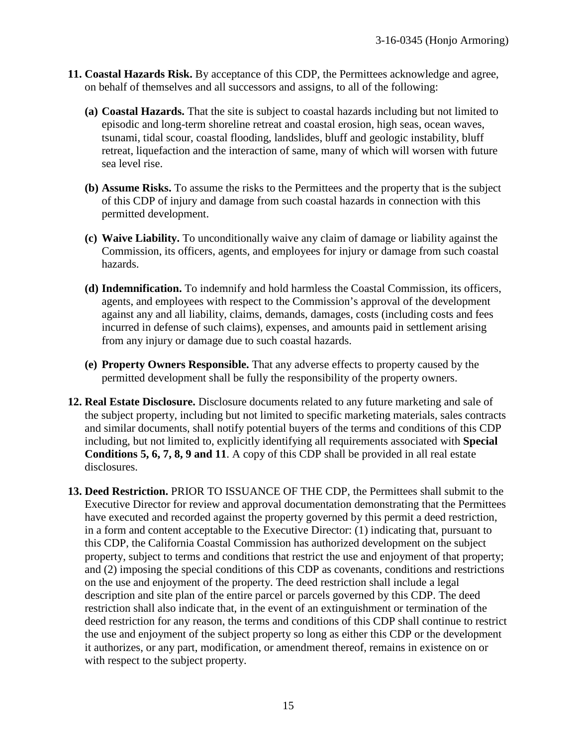**11. Coastal Hazards Risk.** By acceptance of this CDP, the Permittees acknowledge and agree, on behalf of themselves and all successors and assigns, to all of the following:

**(a) Coastal Hazards.** That the site is subject to coastal hazards including but not limited to episodic and long-term shoreline retreat and coastal erosion, high seas, ocean waves, tsunami, tidal scour, coastal flooding, landslides, bluff and geologic instability, bluff retreat, liquefaction and the interaction of same, many of which will worsen with future sea level rise.

**(b) Assume Risks.** To assume the risks to the Permittees and the property that is the subject of this CDP of injury and damage from such coastal hazards in connection with this permitted development.

**(c) Waive Liability.** To unconditionally waive any claim of damage or liability against the Commission, its officers, agents, and employees for injury or damage from such coastal hazards.

**(d) Indemnification.** To indemnify and hold harmless the Coastal Commission, its officers, agents, and employees with respect to the Commission's approval of the development against any and all liability, claims, demands, damages, costs (including costs and fees incurred in defense of such claims), expenses, and amounts paid in settlement arising from any injury or damage due to such coastal hazards.

**(e) Property Owners Responsible.** That any adverse effects to property caused by the permitted development shall be fully the responsibility of the property owners.

**12. Real Estate Disclosure.** Disclosure documents related to any future marketing and sale of the subject property, including but not limited to specific marketing materials, sales contracts and similar documents, shall notify potential buyers of the terms and conditions of this CDP including, but not limited to, explicitly identifying all requirements associated with **Special Conditions 5, 6, 7, 8, 9 and 11**. A copy of this CDP shall be provided in all real estate disclosures.

**13. Deed Restriction.** PRIOR TO ISSUANCE OF THE CDP, the Permittees shall submit to the Executive Director for review and approval documentation demonstrating that the Permittees have executed and recorded against the property governed by this permit a deed restriction, in a form and content acceptable to the Executive Director: (1) indicating that, pursuant to this CDP, the California Coastal Commission has authorized development on the subject property, subject to terms and conditions that restrict the use and enjoyment of that property; and (2) imposing the special conditions of this CDP as covenants, conditions and restrictions on the use and enjoyment of the property. The deed restriction shall include a legal description and site plan of the entire parcel or parcels governed by this CDP. The deed restriction shall also indicate that, in the event of an extinguishment or termination of the deed restriction for any reason, the terms and conditions of this CDP shall continue to restrict the use and enjoyment of the subject property so long as either this CDP or the development it authorizes, or any part, modification, or amendment thereof, remains in existence on or with respect to the subject property.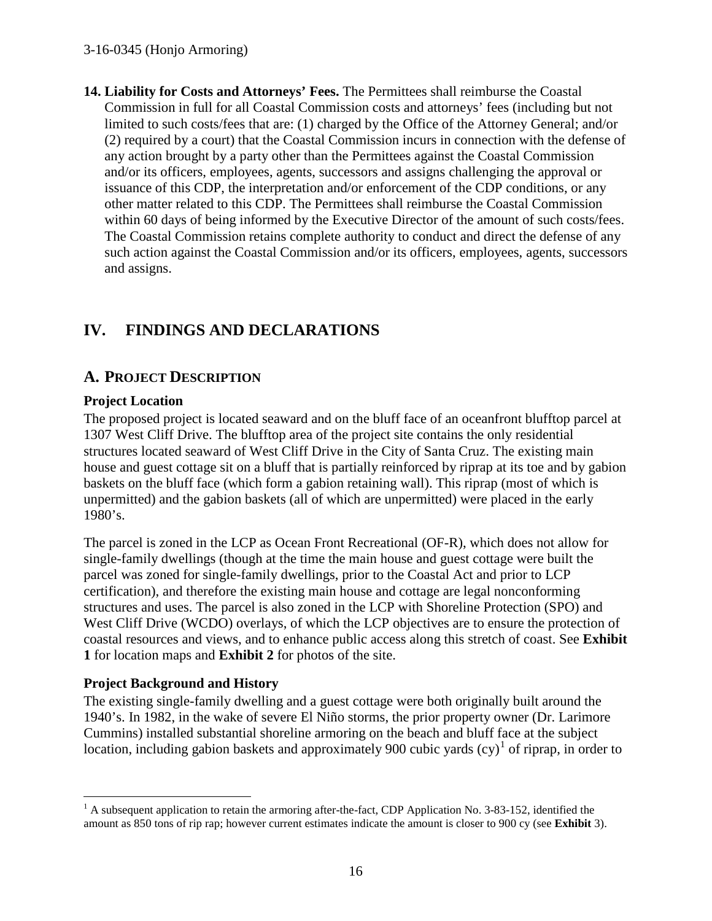**14. Liability for Costs and Attorneys' Fees.** The Permittees shall reimburse the Coastal Commission in full for all Coastal Commission costs and attorneys' fees (including but not limited to such costs/fees that are: (1) charged by the Office of the Attorney General; and/or (2) required by a court) that the Coastal Commission incurs in connection with the defense of any action brought by a party other than the Permittees against the Coastal Commission and/or its officers, employees, agents, successors and assigns challenging the approval or issuance of this CDP, the interpretation and/or enforcement of the CDP conditions, or any other matter related to this CDP. The Permittees shall reimburse the Coastal Commission within 60 days of being informed by the Executive Director of the amount of such costs/fees. The Coastal Commission retains complete authority to conduct and direct the defense of any such action against the Coastal Commission and/or its officers, employees, agents, successors and assigns.

# IV. FINDINGS AND DECLARATIONS

## A. PROJECT DESCRIPTION

### Project Location

The proposed project is located seaward and on the bluff face of an oceanfront blufftop parcel at 1307 West Cliff Drive. The blufftop area of the project site contains the only residential structures located seaward of West Cliff Drive in the City of Santa Cruz. The existing main house and guest cottage sit on a bluff that is partially reinforced by riprap at its toe and by gabion baskets on the bluff face (which form a gabion retaining wall). This riprap (most of which is unpermitted) and the gabion baskets (all of which are unpermitted) were placed in the early 1980's.

The parcel is zoned in the LCP as Ocean Front Recreational (OF-R), which does not allow for single-family dwellings (though at the time the main house and guest cottage were built the parcel was zoned for single-family dwellings, prior to the Coastal Act and prior to LCP certification), and therefore the existing main house and cottage are legal nonconforming structures and uses. The parcel is also zoned in the LCP with Shoreline Protection (SPO) and West Cliff Drive (WCDO) overlays, of which the LCP objectives are to ensure the protection of coastal resources and views, and to enhance public access along this stretch of coast. See **Exhibit 1** for location maps and **Exhibit 2** for photos of the site.

### Project Background and History

The existing single-family dwelling and a guest cottage were both originally built around the 1940's. In 1982, in the wake of severe El Niño storms, the prior property owner (Dr. Larimore Cummins) installed substantial shoreline armoring on the beach and bluff face at the subject location, including gabion baskets and approximately 900 cubic yards (cy)[1] of riprap, in order to

[1] A subsequent application to retain the armoring after-the-fact, CDP Application No. 3-83-152, identified the amount as 850 tons of rip rap; however current estimates indicate the amount is closer to 900 cy (see **Exhibit** 3).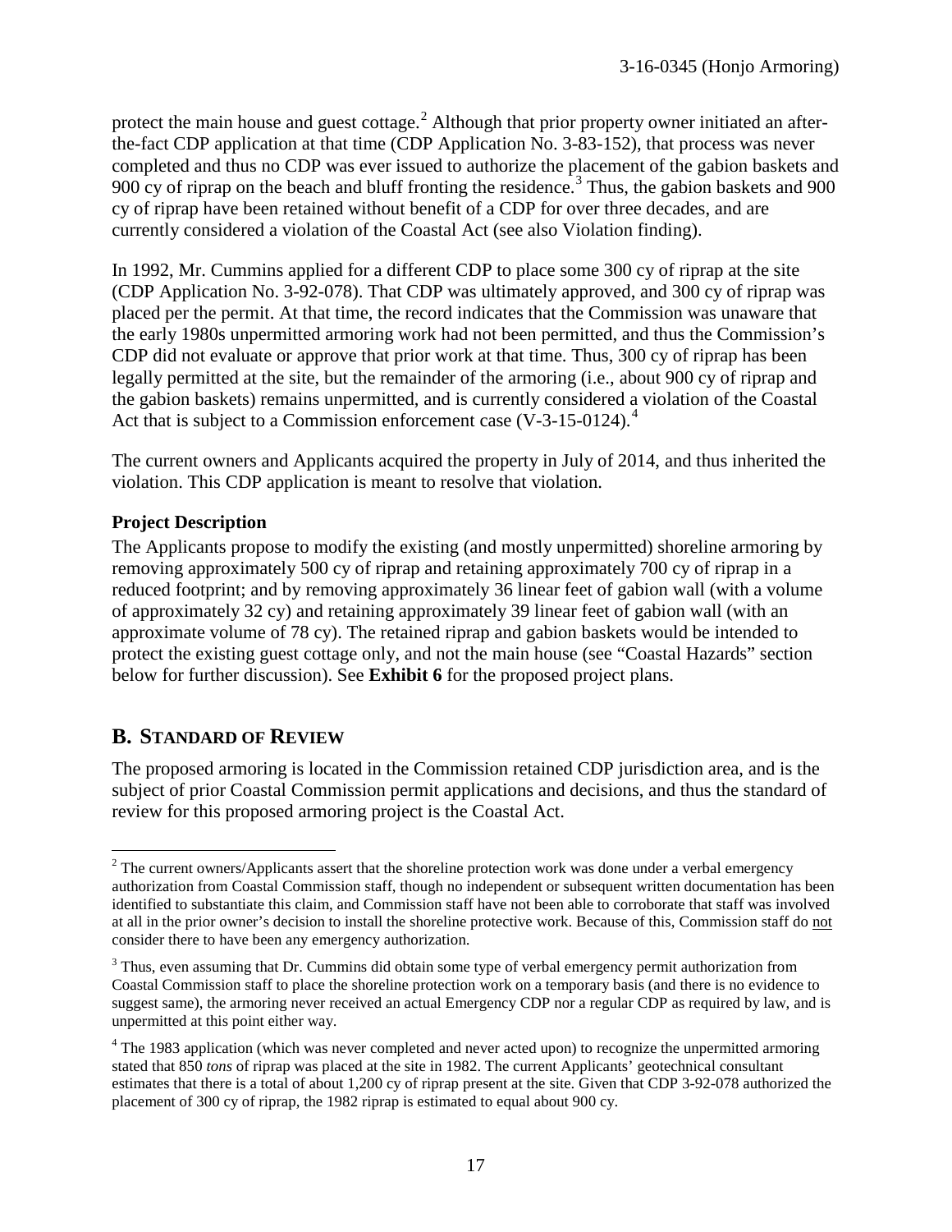protect the main house and guest cottage.[2] Although that prior property owner initiated an after-the-fact CDP application at that time (CDP Application No. 3-83-152), that process was never completed and thus no CDP was ever issued to authorize the placement of the gabion baskets and 900 cy of riprap on the beach and bluff fronting the residence.[3] Thus, the gabion baskets and 900 cy of riprap have been retained without benefit of a CDP for over three decades, and are currently considered a violation of the Coastal Act (see also Violation finding).

In 1992, Mr. Cummins applied for a different CDP to place some 300 cy of riprap at the site (CDP Application No. 3-92-078). That CDP was ultimately approved, and 300 cy of riprap was placed per the permit. At that time, the record indicates that the Commission was unaware that the early 1980s unpermitted armoring work had not been permitted, and thus the Commission's CDP did not evaluate or approve that prior work at that time. Thus, 300 cy of riprap has been legally permitted at the site, but the remainder of the armoring (i.e., about 900 cy of riprap and the gabion baskets) remains unpermitted, and is currently considered a violation of the Coastal Act that is subject to a Commission enforcement case (V-3-15-0124).[4]

The current owners and Applicants acquired the property in July of 2014, and thus inherited the violation. This CDP application is meant to resolve that violation.

**Project Description**

The Applicants propose to modify the existing (and mostly unpermitted) shoreline armoring by removing approximately 500 cy of riprap and retaining approximately 700 cy of riprap in a reduced footprint; and by removing approximately 36 linear feet of gabion wall (with a volume of approximately 32 cy) and retaining approximately 39 linear feet of gabion wall (with an approximate volume of 78 cy). The retained riprap and gabion baskets would be intended to protect the existing guest cottage only, and not the main house (see "Coastal Hazards" section below for further discussion). See **Exhibit 6** for the proposed project plans.

## B. STANDARD OF REVIEW

The proposed armoring is located in the Commission retained CDP jurisdiction area, and is the subject of prior Coastal Commission permit applications and decisions, and thus the standard of review for this proposed armoring project is the Coastal Act.

---

[2] The current owners/Applicants assert that the shoreline protection work was done under a verbal emergency authorization from Coastal Commission staff, though no independent or subsequent written documentation has been identified to substantiate this claim, and Commission staff have not been able to corroborate that staff was involved at all in the prior owner's decision to install the shoreline protective work. Because of this, Commission staff do not consider there to have been any emergency authorization.

[3] Thus, even assuming that Dr. Cummins did obtain some type of verbal emergency permit authorization from Coastal Commission staff to place the shoreline protection work on a temporary basis (and there is no evidence to suggest same), the armoring never received an actual Emergency CDP nor a regular CDP as required by law, and is unpermitted at this point either way.

[4] The 1983 application (which was never completed and never acted upon) to recognize the unpermitted armoring stated that 850 *tons* of riprap was placed at the site in 1982. The current Applicants' geotechnical consultant estimates that there is a total of about 1,200 cy of riprap present at the site. Given that CDP 3-92-078 authorized the placement of 300 cy of riprap, the 1982 riprap is estimated to equal about 900 cy.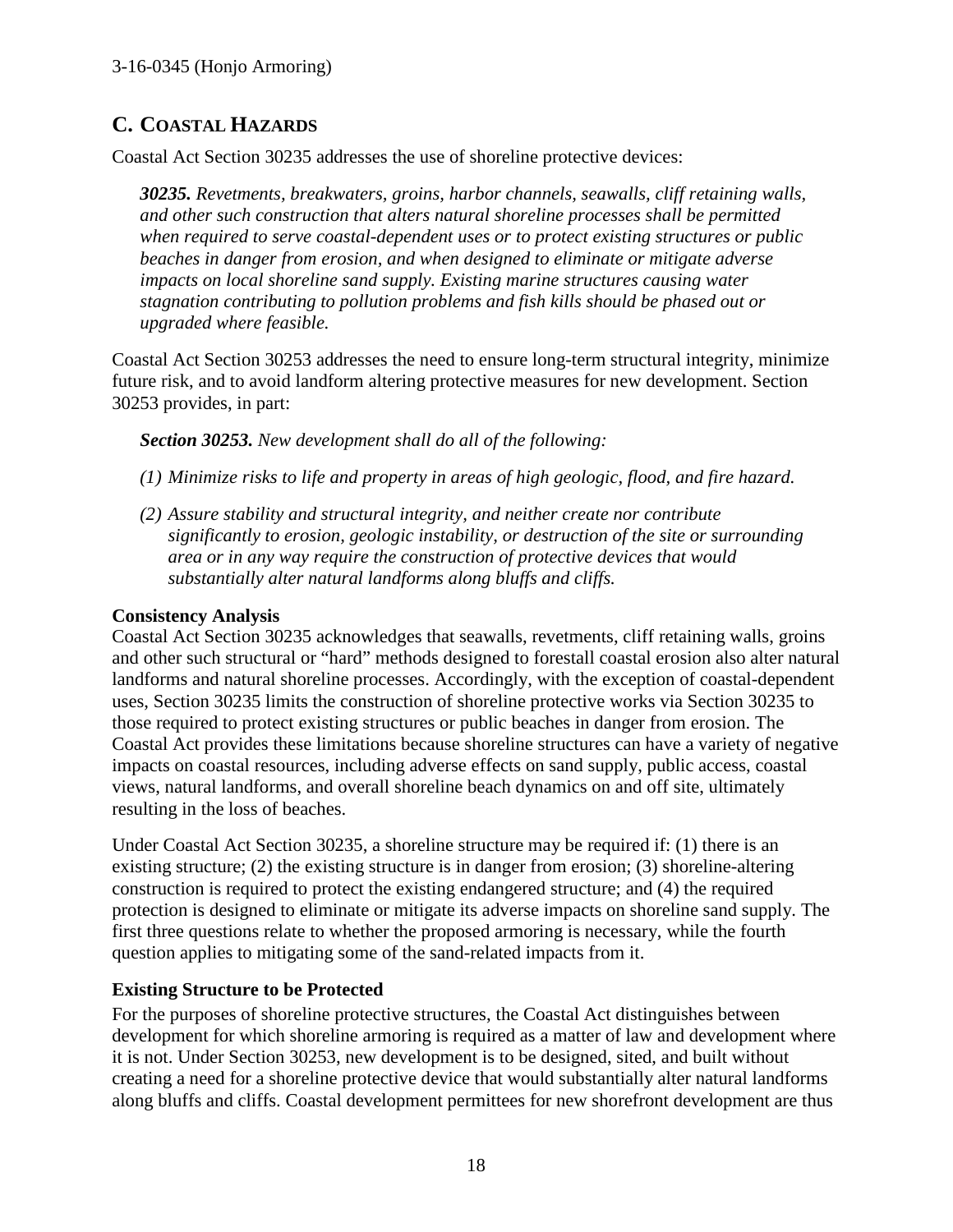## C. COASTAL HAZARDS

Coastal Act Section 30235 addresses the use of shoreline protective devices:

> ***30235.*** *Revetments, breakwaters, groins, harbor channels, seawalls, cliff retaining walls, and other such construction that alters natural shoreline processes shall be permitted when required to serve coastal-dependent uses or to protect existing structures or public beaches in danger from erosion, and when designed to eliminate or mitigate adverse impacts on local shoreline sand supply. Existing marine structures causing water stagnation contributing to pollution problems and fish kills should be phased out or upgraded where feasible.*

Coastal Act Section 30253 addresses the need to ensure long-term structural integrity, minimize future risk, and to avoid landform altering protective measures for new development. Section 30253 provides, in part:

> ***Section 30253.*** *New development shall do all of the following:*
>
> *(1) Minimize risks to life and property in areas of high geologic, flood, and fire hazard.*
>
> *(2) Assure stability and structural integrity, and neither create nor contribute significantly to erosion, geologic instability, or destruction of the site or surrounding area or in any way require the construction of protective devices that would substantially alter natural landforms along bluffs and cliffs.*

**Consistency Analysis**

Coastal Act Section 30235 acknowledges that seawalls, revetments, cliff retaining walls, groins and other such structural or "hard" methods designed to forestall coastal erosion also alter natural landforms and natural shoreline processes. Accordingly, with the exception of coastal-dependent uses, Section 30235 limits the construction of shoreline protective works via Section 30235 to those required to protect existing structures or public beaches in danger from erosion. The Coastal Act provides these limitations because shoreline structures can have a variety of negative impacts on coastal resources, including adverse effects on sand supply, public access, coastal views, natural landforms, and overall shoreline beach dynamics on and off site, ultimately resulting in the loss of beaches.

Under Coastal Act Section 30235, a shoreline structure may be required if: (1) there is an existing structure; (2) the existing structure is in danger from erosion; (3) shoreline-altering construction is required to protect the existing endangered structure; and (4) the required protection is designed to eliminate or mitigate its adverse impacts on shoreline sand supply. The first three questions relate to whether the proposed armoring is necessary, while the fourth question applies to mitigating some of the sand-related impacts from it.

**Existing Structure to be Protected**

For the purposes of shoreline protective structures, the Coastal Act distinguishes between development for which shoreline armoring is required as a matter of law and development where it is not. Under Section 30253, new development is to be designed, sited, and built without creating a need for a shoreline protective device that would substantially alter natural landforms along bluffs and cliffs. Coastal development permittees for new shorefront development are thus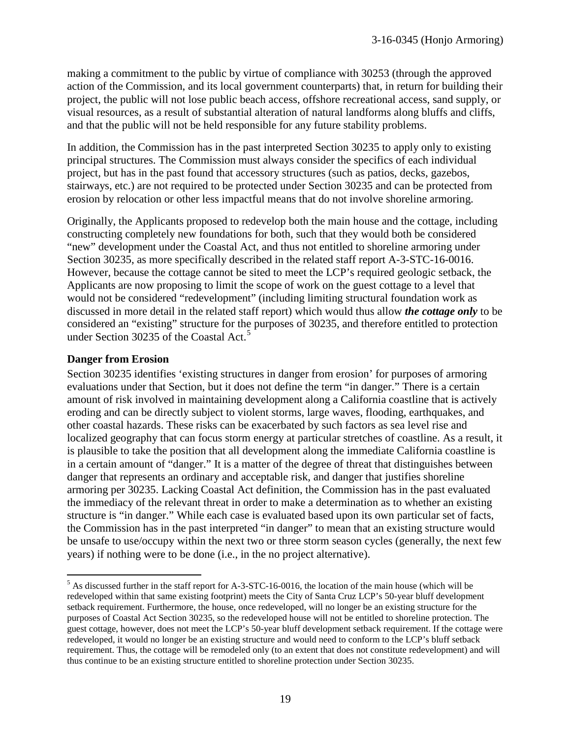making a commitment to the public by virtue of compliance with 30253 (through the approved action of the Commission, and its local government counterparts) that, in return for building their project, the public will not lose public beach access, offshore recreational access, sand supply, or visual resources, as a result of substantial alteration of natural landforms along bluffs and cliffs, and that the public will not be held responsible for any future stability problems.

In addition, the Commission has in the past interpreted Section 30235 to apply only to existing principal structures. The Commission must always consider the specifics of each individual project, but has in the past found that accessory structures (such as patios, decks, gazebos, stairways, etc.) are not required to be protected under Section 30235 and can be protected from erosion by relocation or other less impactful means that do not involve shoreline armoring.

Originally, the Applicants proposed to redevelop both the main house and the cottage, including constructing completely new foundations for both, such that they would both be considered "new" development under the Coastal Act, and thus not entitled to shoreline armoring under Section 30235, as more specifically described in the related staff report A-3-STC-16-0016. However, because the cottage cannot be sited to meet the LCP's required geologic setback, the Applicants are now proposing to limit the scope of work on the guest cottage to a level that would not be considered "redevelopment" (including limiting structural foundation work as discussed in more detail in the related staff report) which would thus allow ***the cottage only*** to be considered an "existing" structure for the purposes of 30235, and therefore entitled to protection under Section 30235 of the Coastal Act.[5]

**Danger from Erosion**

Section 30235 identifies 'existing structures in danger from erosion' for purposes of armoring evaluations under that Section, but it does not define the term "in danger." There is a certain amount of risk involved in maintaining development along a California coastline that is actively eroding and can be directly subject to violent storms, large waves, flooding, earthquakes, and other coastal hazards. These risks can be exacerbated by such factors as sea level rise and localized geography that can focus storm energy at particular stretches of coastline. As a result, it is plausible to take the position that all development along the immediate California coastline is in a certain amount of "danger." It is a matter of the degree of threat that distinguishes between danger that represents an ordinary and acceptable risk, and danger that justifies shoreline armoring per 30235. Lacking Coastal Act definition, the Commission has in the past evaluated the immediacy of the relevant threat in order to make a determination as to whether an existing structure is "in danger." While each case is evaluated based upon its own particular set of facts, the Commission has in the past interpreted "in danger" to mean that an existing structure would be unsafe to use/occupy within the next two or three storm season cycles (generally, the next few years) if nothing were to be done (i.e., in the no project alternative).

[5] As discussed further in the staff report for A-3-STC-16-0016, the location of the main house (which will be redeveloped within that same existing footprint) meets the City of Santa Cruz LCP's 50-year bluff development setback requirement. Furthermore, the house, once redeveloped, will no longer be an existing structure for the purposes of Coastal Act Section 30235, so the redeveloped house will not be entitled to shoreline protection. The guest cottage, however, does not meet the LCP's 50-year bluff development setback requirement. If the cottage were redeveloped, it would no longer be an existing structure and would need to conform to the LCP's bluff setback requirement. Thus, the cottage will be remodeled only (to an extent that does not constitute redevelopment) and will thus continue to be an existing structure entitled to shoreline protection under Section 30235.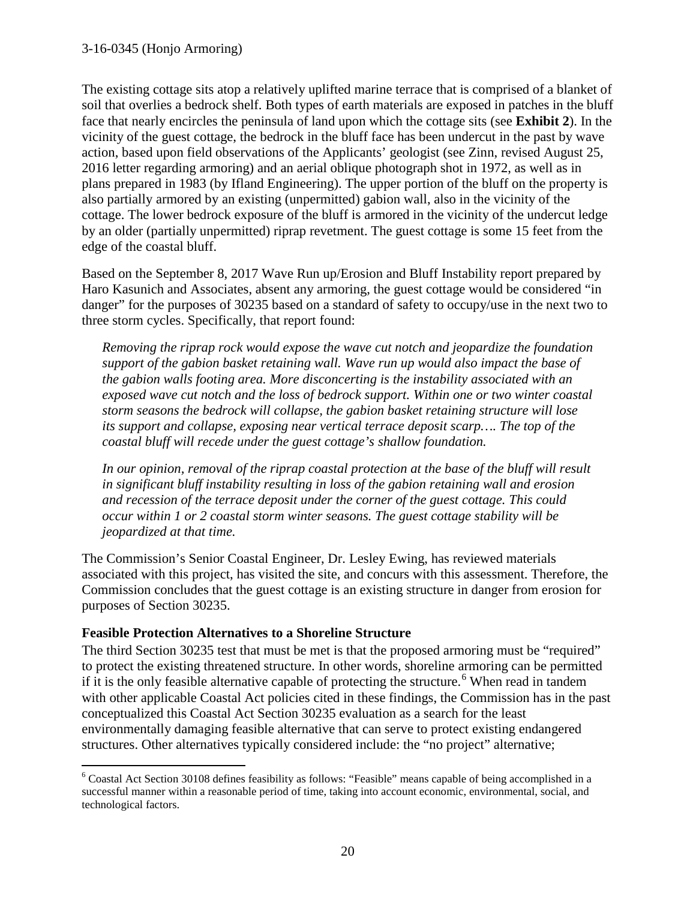The existing cottage sits atop a relatively uplifted marine terrace that is comprised of a blanket of soil that overlies a bedrock shelf. Both types of earth materials are exposed in patches in the bluff face that nearly encircles the peninsula of land upon which the cottage sits (see **Exhibit 2**). In the vicinity of the guest cottage, the bedrock in the bluff face has been undercut in the past by wave action, based upon field observations of the Applicants' geologist (see Zinn, revised August 25, 2016 letter regarding armoring) and an aerial oblique photograph shot in 1972, as well as in plans prepared in 1983 (by Ifland Engineering). The upper portion of the bluff on the property is also partially armored by an existing (unpermitted) gabion wall, also in the vicinity of the cottage. The lower bedrock exposure of the bluff is armored in the vicinity of the undercut ledge by an older (partially unpermitted) riprap revetment. The guest cottage is some 15 feet from the edge of the coastal bluff.

Based on the September 8, 2017 Wave Run up/Erosion and Bluff Instability report prepared by Haro Kasunich and Associates, absent any armoring, the guest cottage would be considered "in danger" for the purposes of 30235 based on a standard of safety to occupy/use in the next two to three storm cycles. Specifically, that report found:

> *Removing the riprap rock would expose the wave cut notch and jeopardize the foundation support of the gabion basket retaining wall. Wave run up would also impact the base of the gabion walls footing area. More disconcerting is the instability associated with an exposed wave cut notch and the loss of bedrock support. Within one or two winter coastal storm seasons the bedrock will collapse, the gabion basket retaining structure will lose its support and collapse, exposing near vertical terrace deposit scarp…. The top of the coastal bluff will recede under the guest cottage's shallow foundation.*
>
> *In our opinion, removal of the riprap coastal protection at the base of the bluff will result in significant bluff instability resulting in loss of the gabion retaining wall and erosion and recession of the terrace deposit under the corner of the guest cottage. This could occur within 1 or 2 coastal storm winter seasons. The guest cottage stability will be jeopardized at that time.*

The Commission's Senior Coastal Engineer, Dr. Lesley Ewing, has reviewed materials associated with this project, has visited the site, and concurs with this assessment. Therefore, the Commission concludes that the guest cottage is an existing structure in danger from erosion for purposes of Section 30235.

**Feasible Protection Alternatives to a Shoreline Structure**

The third Section 30235 test that must be met is that the proposed armoring must be "required" to protect the existing threatened structure. In other words, shoreline armoring can be permitted if it is the only feasible alternative capable of protecting the structure.[6] When read in tandem with other applicable Coastal Act policies cited in these findings, the Commission has in the past conceptualized this Coastal Act Section 30235 evaluation as a search for the least environmentally damaging feasible alternative that can serve to protect existing endangered structures. Other alternatives typically considered include: the "no project" alternative;

[6] Coastal Act Section 30108 defines feasibility as follows: "Feasible" means capable of being accomplished in a successful manner within a reasonable period of time, taking into account economic, environmental, social, and technological factors.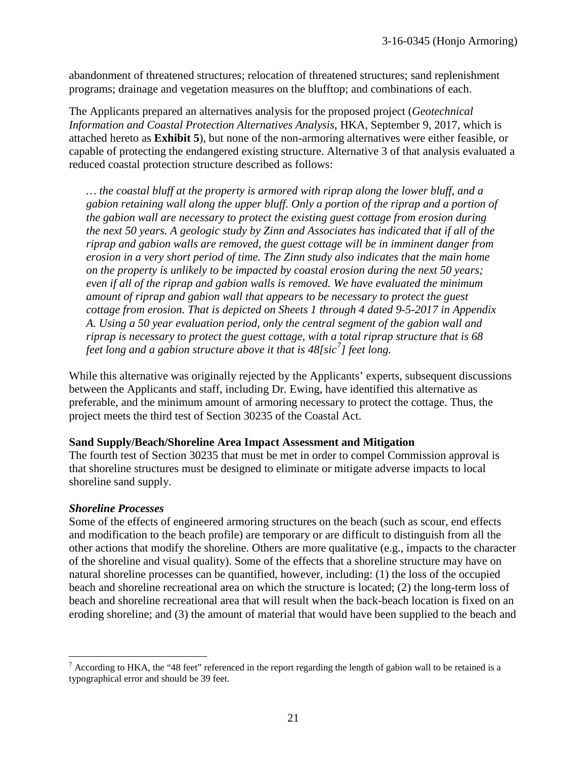abandonment of threatened structures; relocation of threatened structures; sand replenishment programs; drainage and vegetation measures on the blufftop; and combinations of each.

The Applicants prepared an alternatives analysis for the proposed project (*Geotechnical Information and Coastal Protection Alternatives Analysis*, HKA, September 9, 2017, which is attached hereto as **Exhibit 5**), but none of the non-armoring alternatives were either feasible, or capable of protecting the endangered existing structure. Alternative 3 of that analysis evaluated a reduced coastal protection structure described as follows:

> *… the coastal bluff at the property is armored with riprap along the lower bluff, and a gabion retaining wall along the upper bluff. Only a portion of the riprap and a portion of the gabion wall are necessary to protect the existing guest cottage from erosion during the next 50 years. A geologic study by Zinn and Associates has indicated that if all of the riprap and gabion walls are removed, the guest cottage will be in imminent danger from erosion in a very short period of time. The Zinn study also indicates that the main home on the property is unlikely to be impacted by coastal erosion during the next 50 years; even if all of the riprap and gabion walls is removed. We have evaluated the minimum amount of riprap and gabion wall that appears to be necessary to protect the guest cottage from erosion. That is depicted on Sheets 1 through 4 dated 9-5-2017 in Appendix A. Using a 50 year evaluation period, only the central segment of the gabion wall and riprap is necessary to protect the guest cottage, with a total riprap structure that is 68 feet long and a gabion structure above it that is 48[sic[7]] feet long.*

While this alternative was originally rejected by the Applicants' experts, subsequent discussions between the Applicants and staff, including Dr. Ewing, have identified this alternative as preferable, and the minimum amount of armoring necessary to protect the cottage. Thus, the project meets the third test of Section 30235 of the Coastal Act.

**Sand Supply/Beach/Shoreline Area Impact Assessment and Mitigation**

The fourth test of Section 30235 that must be met in order to compel Commission approval is that shoreline structures must be designed to eliminate or mitigate adverse impacts to local shoreline sand supply.

***Shoreline Processes***

Some of the effects of engineered armoring structures on the beach (such as scour, end effects and modification to the beach profile) are temporary or are difficult to distinguish from all the other actions that modify the shoreline. Others are more qualitative (e.g., impacts to the character of the shoreline and visual quality). Some of the effects that a shoreline structure may have on natural shoreline processes can be quantified, however, including: (1) the loss of the occupied beach and shoreline recreational area on which the structure is located; (2) the long-term loss of beach and shoreline recreational area that will result when the back-beach location is fixed on an eroding shoreline; and (3) the amount of material that would have been supplied to the beach and

---

[7] According to HKA, the "48 feet" referenced in the report regarding the length of gabion wall to be retained is a typographical error and should be 39 feet.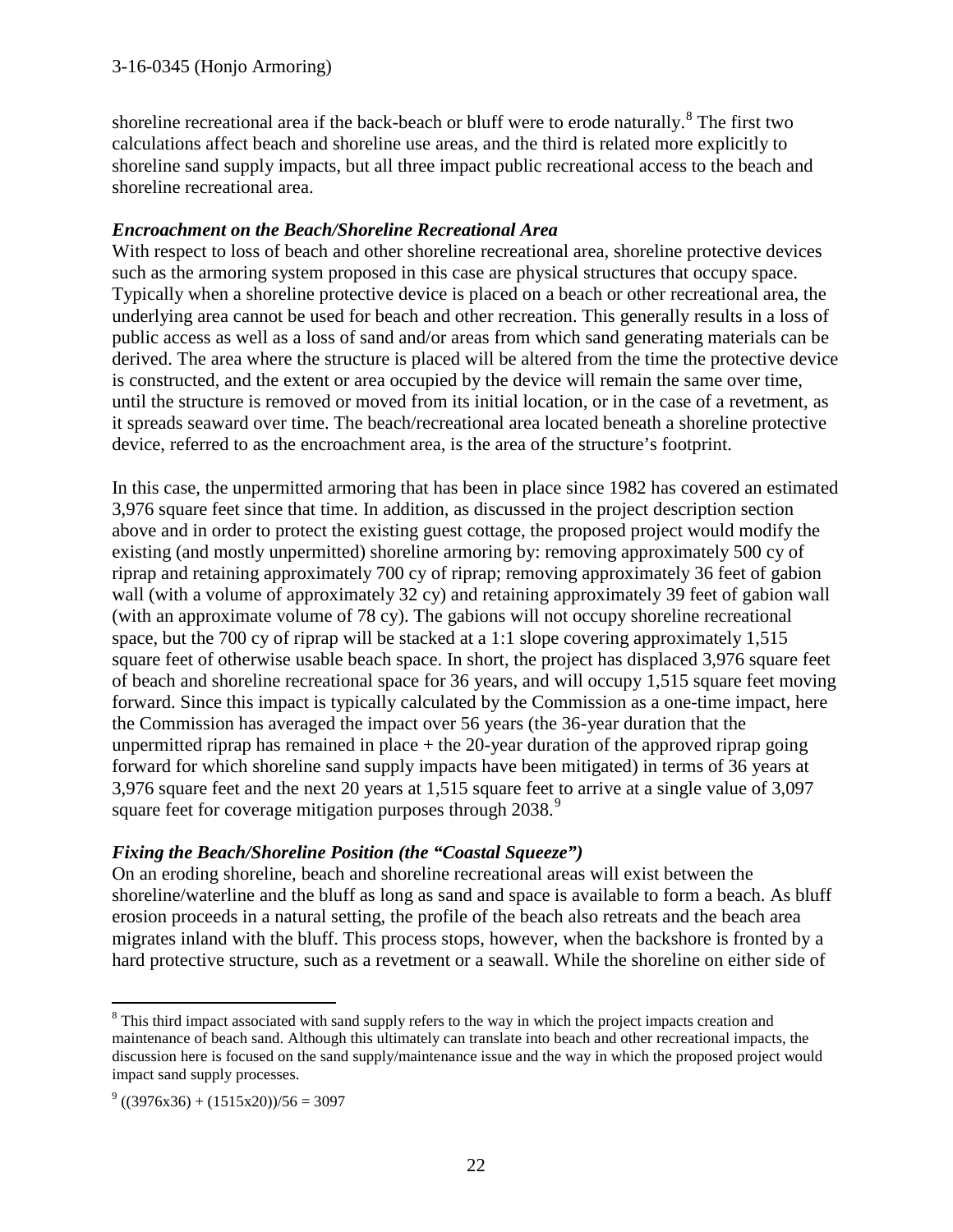shoreline recreational area if the back-beach or bluff were to erode naturally.[8] The first two calculations affect beach and shoreline use areas, and the third is related more explicitly to shoreline sand supply impacts, but all three impact public recreational access to the beach and shoreline recreational area.

***Encroachment on the Beach/Shoreline Recreational Area***

With respect to loss of beach and other shoreline recreational area, shoreline protective devices such as the armoring system proposed in this case are physical structures that occupy space. Typically when a shoreline protective device is placed on a beach or other recreational area, the underlying area cannot be used for beach and other recreation. This generally results in a loss of public access as well as a loss of sand and/or areas from which sand generating materials can be derived. The area where the structure is placed will be altered from the time the protective device is constructed, and the extent or area occupied by the device will remain the same over time, until the structure is removed or moved from its initial location, or in the case of a revetment, as it spreads seaward over time. The beach/recreational area located beneath a shoreline protective device, referred to as the encroachment area, is the area of the structure's footprint.

In this case, the unpermitted armoring that has been in place since 1982 has covered an estimated 3,976 square feet since that time. In addition, as discussed in the project description section above and in order to protect the existing guest cottage, the proposed project would modify the existing (and mostly unpermitted) shoreline armoring by: removing approximately 500 cy of riprap and retaining approximately 700 cy of riprap; removing approximately 36 feet of gabion wall (with a volume of approximately 32 cy) and retaining approximately 39 feet of gabion wall (with an approximate volume of 78 cy). The gabions will not occupy shoreline recreational space, but the 700 cy of riprap will be stacked at a 1:1 slope covering approximately 1,515 square feet of otherwise usable beach space. In short, the project has displaced 3,976 square feet of beach and shoreline recreational space for 36 years, and will occupy 1,515 square feet moving forward. Since this impact is typically calculated by the Commission as a one-time impact, here the Commission has averaged the impact over 56 years (the 36-year duration that the unpermitted riprap has remained in place + the 20-year duration of the approved riprap going forward for which shoreline sand supply impacts have been mitigated) in terms of 36 years at 3,976 square feet and the next 20 years at 1,515 square feet to arrive at a single value of 3,097 square feet for coverage mitigation purposes through 2038.[9]

***Fixing the Beach/Shoreline Position (the "Coastal Squeeze")***

On an eroding shoreline, beach and shoreline recreational areas will exist between the shoreline/waterline and the bluff as long as sand and space is available to form a beach. As bluff erosion proceeds in a natural setting, the profile of the beach also retreats and the beach area migrates inland with the bluff. This process stops, however, when the backshore is fronted by a hard protective structure, such as a revetment or a seawall. While the shoreline on either side of

---

[8] This third impact associated with sand supply refers to the way in which the project impacts creation and maintenance of beach sand. Although this ultimately can translate into beach and other recreational impacts, the discussion here is focused on the sand supply/maintenance issue and the way in which the proposed project would impact sand supply processes.

[9] $((3976 \times 36) + (1515 \times 20))/56 = 3097$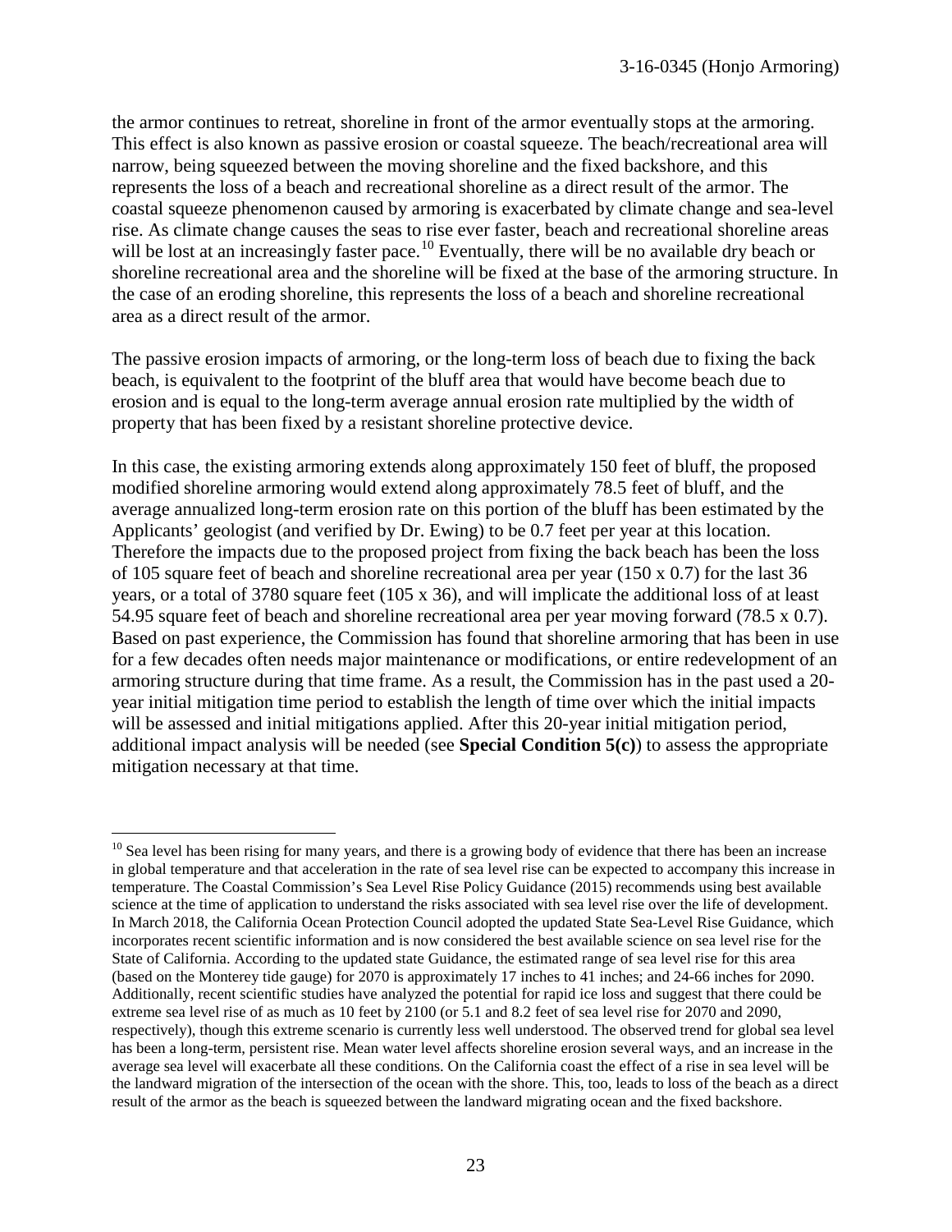the armor continues to retreat, shoreline in front of the armor eventually stops at the armoring. This effect is also known as passive erosion or coastal squeeze. The beach/recreational area will narrow, being squeezed between the moving shoreline and the fixed backshore, and this represents the loss of a beach and recreational shoreline as a direct result of the armor. The coastal squeeze phenomenon caused by armoring is exacerbated by climate change and sea-level rise. As climate change causes the seas to rise ever faster, beach and recreational shoreline areas will be lost at an increasingly faster pace.[10] Eventually, there will be no available dry beach or shoreline recreational area and the shoreline will be fixed at the base of the armoring structure. In the case of an eroding shoreline, this represents the loss of a beach and shoreline recreational area as a direct result of the armor.

The passive erosion impacts of armoring, or the long-term loss of beach due to fixing the back beach, is equivalent to the footprint of the bluff area that would have become beach due to erosion and is equal to the long-term average annual erosion rate multiplied by the width of property that has been fixed by a resistant shoreline protective device.

In this case, the existing armoring extends along approximately 150 feet of bluff, the proposed modified shoreline armoring would extend along approximately 78.5 feet of bluff, and the average annualized long-term erosion rate on this portion of the bluff has been estimated by the Applicants' geologist (and verified by Dr. Ewing) to be 0.7 feet per year at this location. Therefore the impacts due to the proposed project from fixing the back beach has been the loss of 105 square feet of beach and shoreline recreational area per year (150 x 0.7) for the last 36 years, or a total of 3780 square feet (105 x 36), and will implicate the additional loss of at least 54.95 square feet of beach and shoreline recreational area per year moving forward (78.5 x 0.7). Based on past experience, the Commission has found that shoreline armoring that has been in use for a few decades often needs major maintenance or modifications, or entire redevelopment of an armoring structure during that time frame. As a result, the Commission has in the past used a 20-year initial mitigation time period to establish the length of time over which the initial impacts will be assessed and initial mitigations applied. After this 20-year initial mitigation period, additional impact analysis will be needed (see **Special Condition 5(c)**) to assess the appropriate mitigation necessary at that time.

---

[10] Sea level has been rising for many years, and there is a growing body of evidence that there has been an increase in global temperature and that acceleration in the rate of sea level rise can be expected to accompany this increase in temperature. The Coastal Commission's Sea Level Rise Policy Guidance (2015) recommends using best available science at the time of application to understand the risks associated with sea level rise over the life of development. In March 2018, the California Ocean Protection Council adopted the updated State Sea-Level Rise Guidance, which incorporates recent scientific information and is now considered the best available science on sea level rise for the State of California. According to the updated state Guidance, the estimated range of sea level rise for this area (based on the Monterey tide gauge) for 2070 is approximately 17 inches to 41 inches; and 24-66 inches for 2090. Additionally, recent scientific studies have analyzed the potential for rapid ice loss and suggest that there could be extreme sea level rise of as much as 10 feet by 2100 (or 5.1 and 8.2 feet of sea level rise for 2070 and 2090, respectively), though this extreme scenario is currently less well understood. The observed trend for global sea level has been a long-term, persistent rise. Mean water level affects shoreline erosion several ways, and an increase in the average sea level will exacerbate all these conditions. On the California coast the effect of a rise in sea level will be the landward migration of the intersection of the ocean with the shore. This, too, leads to loss of the beach as a direct result of the armor as the beach is squeezed between the landward migrating ocean and the fixed backshore.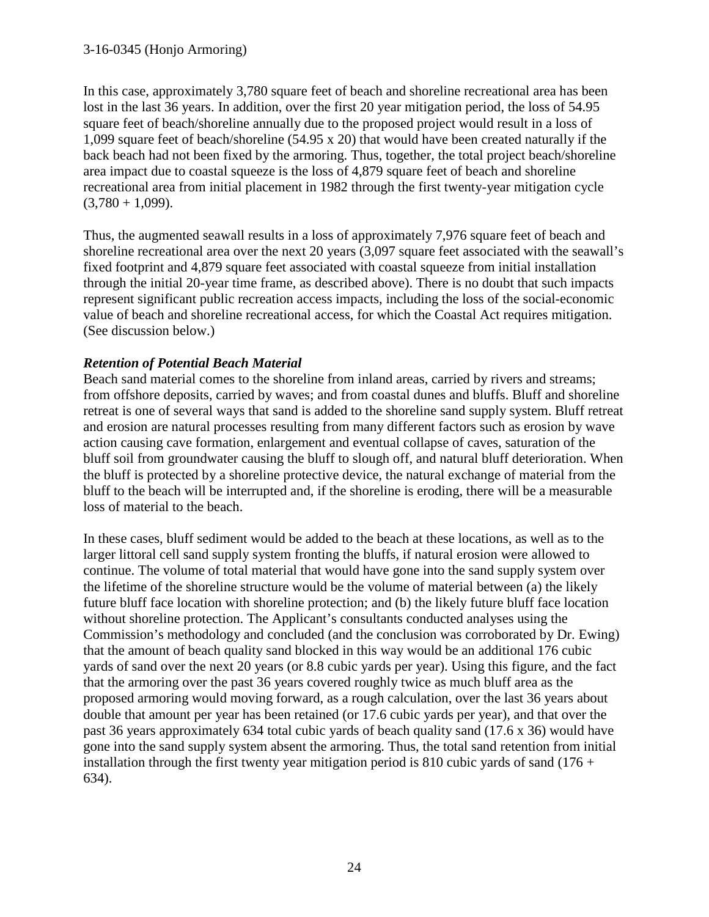In this case, approximately 3,780 square feet of beach and shoreline recreational area has been lost in the last 36 years. In addition, over the first 20 year mitigation period, the loss of 54.95 square feet of beach/shoreline annually due to the proposed project would result in a loss of 1,099 square feet of beach/shoreline (54.95 x 20) that would have been created naturally if the back beach had not been fixed by the armoring. Thus, together, the total project beach/shoreline area impact due to coastal squeeze is the loss of 4,879 square feet of beach and shoreline recreational area from initial placement in 1982 through the first twenty-year mitigation cycle (3,780 + 1,099).

Thus, the augmented seawall results in a loss of approximately 7,976 square feet of beach and shoreline recreational area over the next 20 years (3,097 square feet associated with the seawall's fixed footprint and 4,879 square feet associated with coastal squeeze from initial installation through the initial 20-year time frame, as described above). There is no doubt that such impacts represent significant public recreation access impacts, including the loss of the social-economic value of beach and shoreline recreational access, for which the Coastal Act requires mitigation. (See discussion below.)

***Retention of Potential Beach Material***

Beach sand material comes to the shoreline from inland areas, carried by rivers and streams; from offshore deposits, carried by waves; and from coastal dunes and bluffs. Bluff and shoreline retreat is one of several ways that sand is added to the shoreline sand supply system. Bluff retreat and erosion are natural processes resulting from many different factors such as erosion by wave action causing cave formation, enlargement and eventual collapse of caves, saturation of the bluff soil from groundwater causing the bluff to slough off, and natural bluff deterioration. When the bluff is protected by a shoreline protective device, the natural exchange of material from the bluff to the beach will be interrupted and, if the shoreline is eroding, there will be a measurable loss of material to the beach.

In these cases, bluff sediment would be added to the beach at these locations, as well as to the larger littoral cell sand supply system fronting the bluffs, if natural erosion were allowed to continue. The volume of total material that would have gone into the sand supply system over the lifetime of the shoreline structure would be the volume of material between (a) the likely future bluff face location with shoreline protection; and (b) the likely future bluff face location without shoreline protection. The Applicant's consultants conducted analyses using the Commission's methodology and concluded (and the conclusion was corroborated by Dr. Ewing) that the amount of beach quality sand blocked in this way would be an additional 176 cubic yards of sand over the next 20 years (or 8.8 cubic yards per year). Using this figure, and the fact that the armoring over the past 36 years covered roughly twice as much bluff area as the proposed armoring would moving forward, as a rough calculation, over the last 36 years about double that amount per year has been retained (or 17.6 cubic yards per year), and that over the past 36 years approximately 634 total cubic yards of beach quality sand (17.6 x 36) would have gone into the sand supply system absent the armoring. Thus, the total sand retention from initial installation through the first twenty year mitigation period is 810 cubic yards of sand (176 + 634).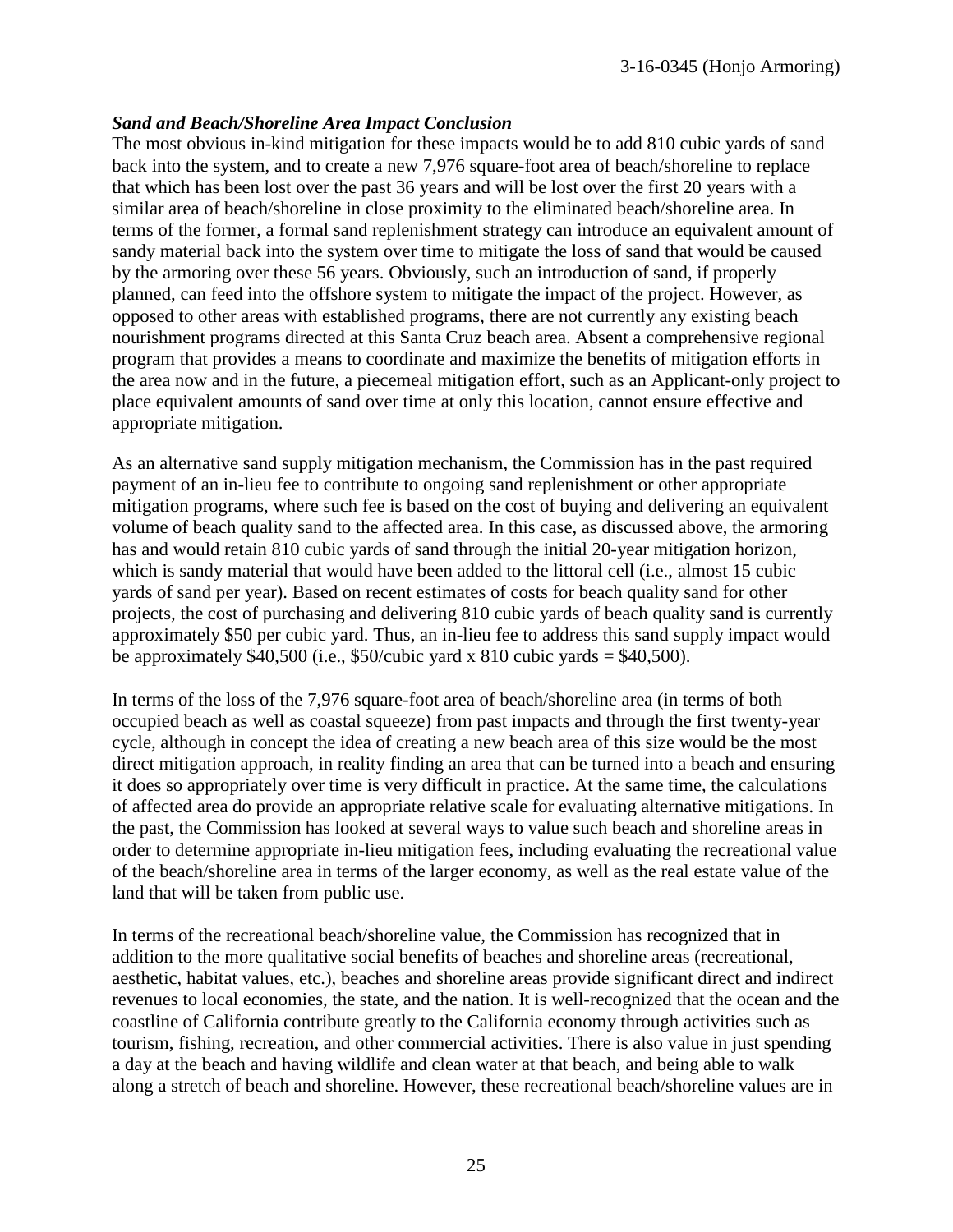***Sand and Beach/Shoreline Area Impact Conclusion***

The most obvious in-kind mitigation for these impacts would be to add 810 cubic yards of sand back into the system, and to create a new 7,976 square-foot area of beach/shoreline to replace that which has been lost over the past 36 years and will be lost over the first 20 years with a similar area of beach/shoreline in close proximity to the eliminated beach/shoreline area. In terms of the former, a formal sand replenishment strategy can introduce an equivalent amount of sandy material back into the system over time to mitigate the loss of sand that would be caused by the armoring over these 56 years. Obviously, such an introduction of sand, if properly planned, can feed into the offshore system to mitigate the impact of the project. However, as opposed to other areas with established programs, there are not currently any existing beach nourishment programs directed at this Santa Cruz beach area. Absent a comprehensive regional program that provides a means to coordinate and maximize the benefits of mitigation efforts in the area now and in the future, a piecemeal mitigation effort, such as an Applicant-only project to place equivalent amounts of sand over time at only this location, cannot ensure effective and appropriate mitigation.

As an alternative sand supply mitigation mechanism, the Commission has in the past required payment of an in-lieu fee to contribute to ongoing sand replenishment or other appropriate mitigation programs, where such fee is based on the cost of buying and delivering an equivalent volume of beach quality sand to the affected area. In this case, as discussed above, the armoring has and would retain 810 cubic yards of sand through the initial 20-year mitigation horizon, which is sandy material that would have been added to the littoral cell (i.e., almost 15 cubic yards of sand per year). Based on recent estimates of costs for beach quality sand for other projects, the cost of purchasing and delivering 810 cubic yards of beach quality sand is currently approximately $50 per cubic yard. Thus, an in-lieu fee to address this sand supply impact would be approximately $40,500 (i.e., $50/cubic yard x 810 cubic yards = $40,500).

In terms of the loss of the 7,976 square-foot area of beach/shoreline area (in terms of both occupied beach as well as coastal squeeze) from past impacts and through the first twenty-year cycle, although in concept the idea of creating a new beach area of this size would be the most direct mitigation approach, in reality finding an area that can be turned into a beach and ensuring it does so appropriately over time is very difficult in practice. At the same time, the calculations of affected area do provide an appropriate relative scale for evaluating alternative mitigations. In the past, the Commission has looked at several ways to value such beach and shoreline areas in order to determine appropriate in-lieu mitigation fees, including evaluating the recreational value of the beach/shoreline area in terms of the larger economy, as well as the real estate value of the land that will be taken from public use.

In terms of the recreational beach/shoreline value, the Commission has recognized that in addition to the more qualitative social benefits of beaches and shoreline areas (recreational, aesthetic, habitat values, etc.), beaches and shoreline areas provide significant direct and indirect revenues to local economies, the state, and the nation. It is well-recognized that the ocean and the coastline of California contribute greatly to the California economy through activities such as tourism, fishing, recreation, and other commercial activities. There is also value in just spending a day at the beach and having wildlife and clean water at that beach, and being able to walk along a stretch of beach and shoreline. However, these recreational beach/shoreline values are in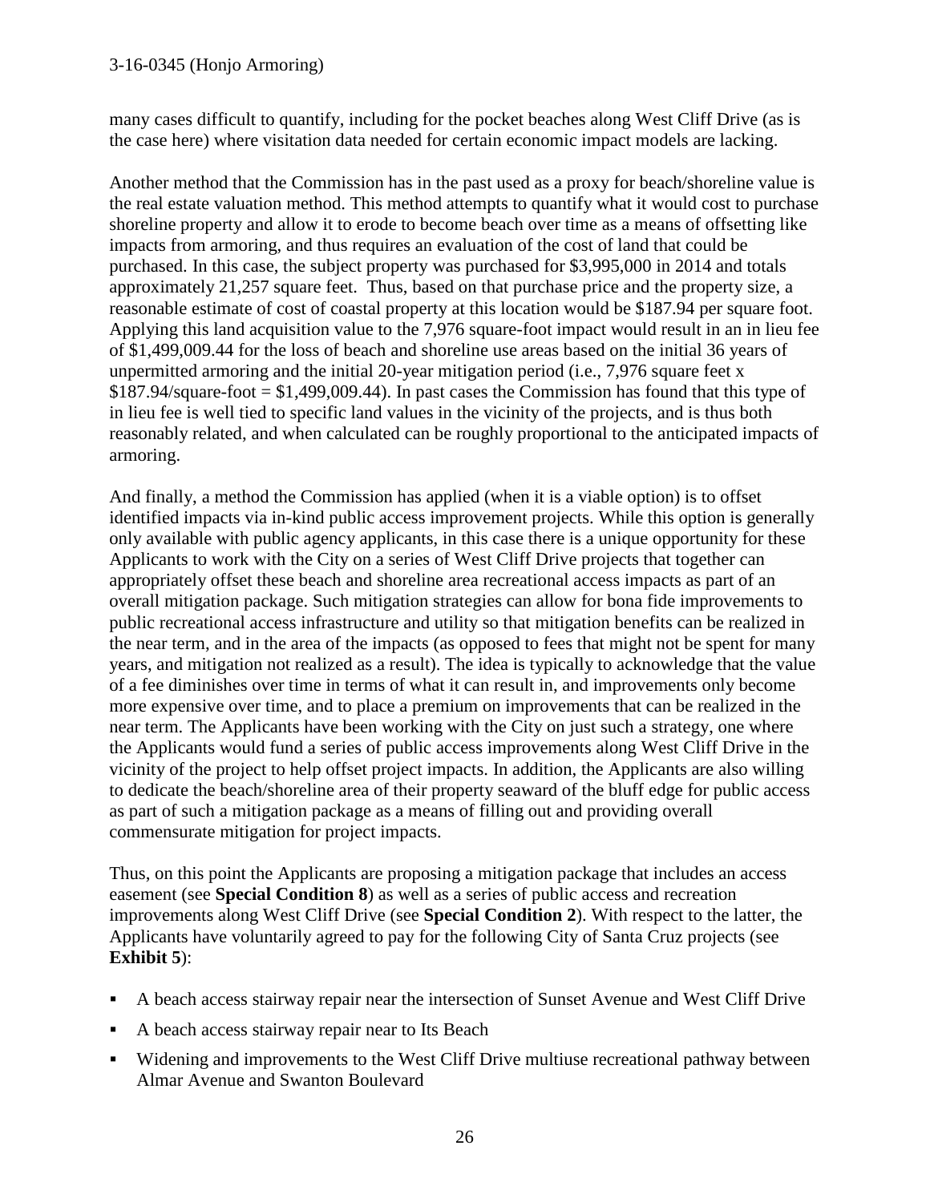many cases difficult to quantify, including for the pocket beaches along West Cliff Drive (as is the case here) where visitation data needed for certain economic impact models are lacking.

Another method that the Commission has in the past used as a proxy for beach/shoreline value is the real estate valuation method. This method attempts to quantify what it would cost to purchase shoreline property and allow it to erode to become beach over time as a means of offsetting like impacts from armoring, and thus requires an evaluation of the cost of land that could be purchased. In this case, the subject property was purchased for $3,995,000 in 2014 and totals approximately 21,257 square feet. Thus, based on that purchase price and the property size, a reasonable estimate of cost of coastal property at this location would be $187.94 per square foot. Applying this land acquisition value to the 7,976 square-foot impact would result in an in lieu fee of $1,499,009.44 for the loss of beach and shoreline use areas based on the initial 36 years of unpermitted armoring and the initial 20-year mitigation period (i.e., 7,976 square feet x $187.94/square-foot = $1,499,009.44). In past cases the Commission has found that this type of in lieu fee is well tied to specific land values in the vicinity of the projects, and is thus both reasonably related, and when calculated can be roughly proportional to the anticipated impacts of armoring.

And finally, a method the Commission has applied (when it is a viable option) is to offset identified impacts via in-kind public access improvement projects. While this option is generally only available with public agency applicants, in this case there is a unique opportunity for these Applicants to work with the City on a series of West Cliff Drive projects that together can appropriately offset these beach and shoreline area recreational access impacts as part of an overall mitigation package. Such mitigation strategies can allow for bona fide improvements to public recreational access infrastructure and utility so that mitigation benefits can be realized in the near term, and in the area of the impacts (as opposed to fees that might not be spent for many years, and mitigation not realized as a result). The idea is typically to acknowledge that the value of a fee diminishes over time in terms of what it can result in, and improvements only become more expensive over time, and to place a premium on improvements that can be realized in the near term. The Applicants have been working with the City on just such a strategy, one where the Applicants would fund a series of public access improvements along West Cliff Drive in the vicinity of the project to help offset project impacts. In addition, the Applicants are also willing to dedicate the beach/shoreline area of their property seaward of the bluff edge for public access as part of such a mitigation package as a means of filling out and providing overall commensurate mitigation for project impacts.

Thus, on this point the Applicants are proposing a mitigation package that includes an access easement (see **Special Condition 8**) as well as a series of public access and recreation improvements along West Cliff Drive (see **Special Condition 2**). With respect to the latter, the Applicants have voluntarily agreed to pay for the following City of Santa Cruz projects (see **Exhibit 5**):

- A beach access stairway repair near the intersection of Sunset Avenue and West Cliff Drive
- A beach access stairway repair near to Its Beach
- Widening and improvements to the West Cliff Drive multiuse recreational pathway between Almar Avenue and Swanton Boulevard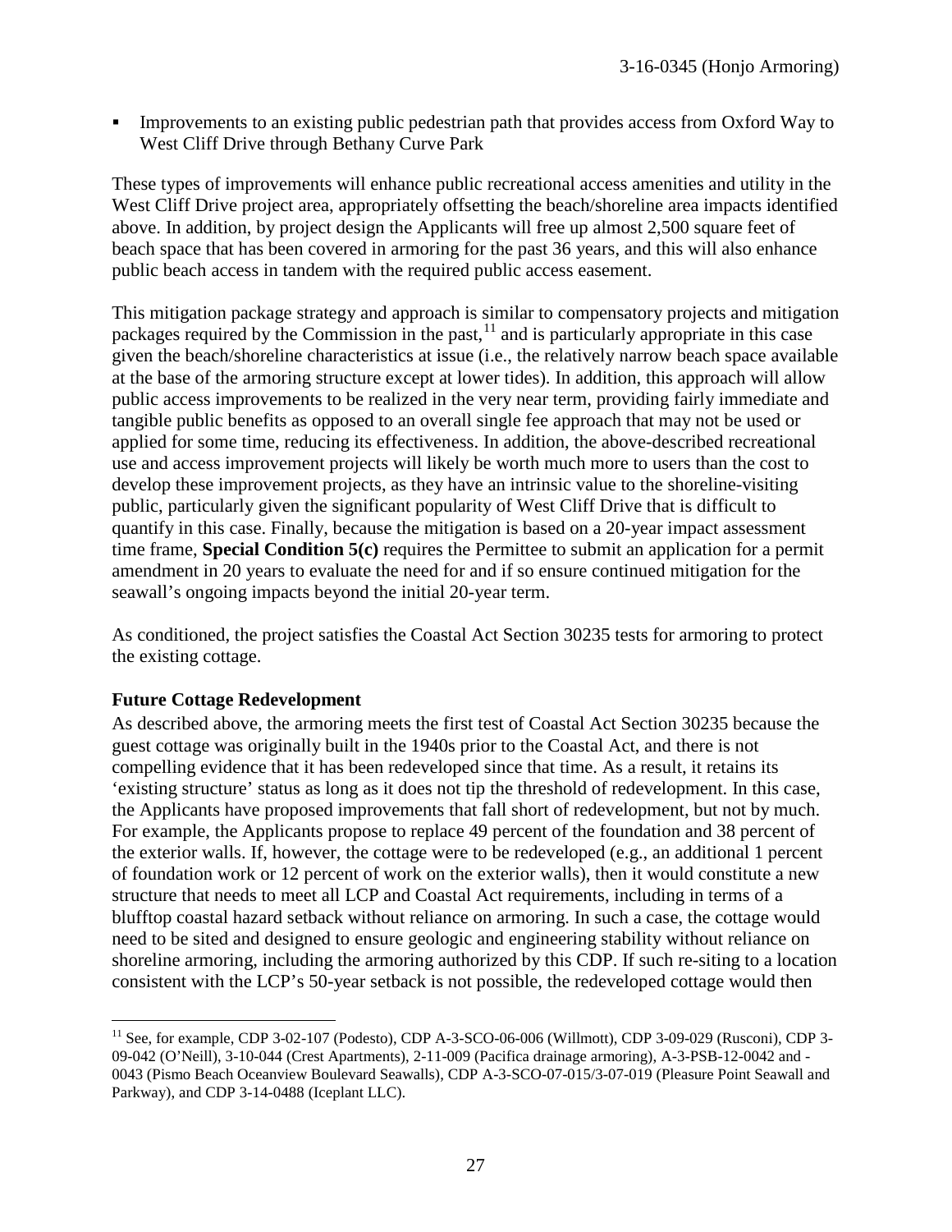- Improvements to an existing public pedestrian path that provides access from Oxford Way to West Cliff Drive through Bethany Curve Park

These types of improvements will enhance public recreational access amenities and utility in the West Cliff Drive project area, appropriately offsetting the beach/shoreline area impacts identified above. In addition, by project design the Applicants will free up almost 2,500 square feet of beach space that has been covered in armoring for the past 36 years, and this will also enhance public beach access in tandem with the required public access easement.

This mitigation package strategy and approach is similar to compensatory projects and mitigation packages required by the Commission in the past,[11] and is particularly appropriate in this case given the beach/shoreline characteristics at issue (i.e., the relatively narrow beach space available at the base of the armoring structure except at lower tides). In addition, this approach will allow public access improvements to be realized in the very near term, providing fairly immediate and tangible public benefits as opposed to an overall single fee approach that may not be used or applied for some time, reducing its effectiveness. In addition, the above-described recreational use and access improvement projects will likely be worth much more to users than the cost to develop these improvement projects, as they have an intrinsic value to the shoreline-visiting public, particularly given the significant popularity of West Cliff Drive that is difficult to quantify in this case. Finally, because the mitigation is based on a 20-year impact assessment time frame, **Special Condition 5(c)** requires the Permittee to submit an application for a permit amendment in 20 years to evaluate the need for and if so ensure continued mitigation for the seawall's ongoing impacts beyond the initial 20-year term.

As conditioned, the project satisfies the Coastal Act Section 30235 tests for armoring to protect the existing cottage.

**Future Cottage Redevelopment**

As described above, the armoring meets the first test of Coastal Act Section 30235 because the guest cottage was originally built in the 1940s prior to the Coastal Act, and there is not compelling evidence that it has been redeveloped since that time. As a result, it retains its 'existing structure' status as long as it does not tip the threshold of redevelopment. In this case, the Applicants have proposed improvements that fall short of redevelopment, but not by much. For example, the Applicants propose to replace 49 percent of the foundation and 38 percent of the exterior walls. If, however, the cottage were to be redeveloped (e.g., an additional 1 percent of foundation work or 12 percent of work on the exterior walls), then it would constitute a new structure that needs to meet all LCP and Coastal Act requirements, including in terms of a blufftop coastal hazard setback without reliance on armoring. In such a case, the cottage would need to be sited and designed to ensure geologic and engineering stability without reliance on shoreline armoring, including the armoring authorized by this CDP. If such re-siting to a location consistent with the LCP's 50-year setback is not possible, the redeveloped cottage would then

[11] See, for example, CDP 3-02-107 (Podesto), CDP A-3-SCO-06-006 (Willmott), CDP 3-09-029 (Rusconi), CDP 3-09-042 (O'Neill), 3-10-044 (Crest Apartments), 2-11-009 (Pacifica drainage armoring), A-3-PSB-12-0042 and -0043 (Pismo Beach Oceanview Boulevard Seawalls), CDP A-3-SCO-07-015/3-07-019 (Pleasure Point Seawall and Parkway), and CDP 3-14-0488 (Iceplant LLC).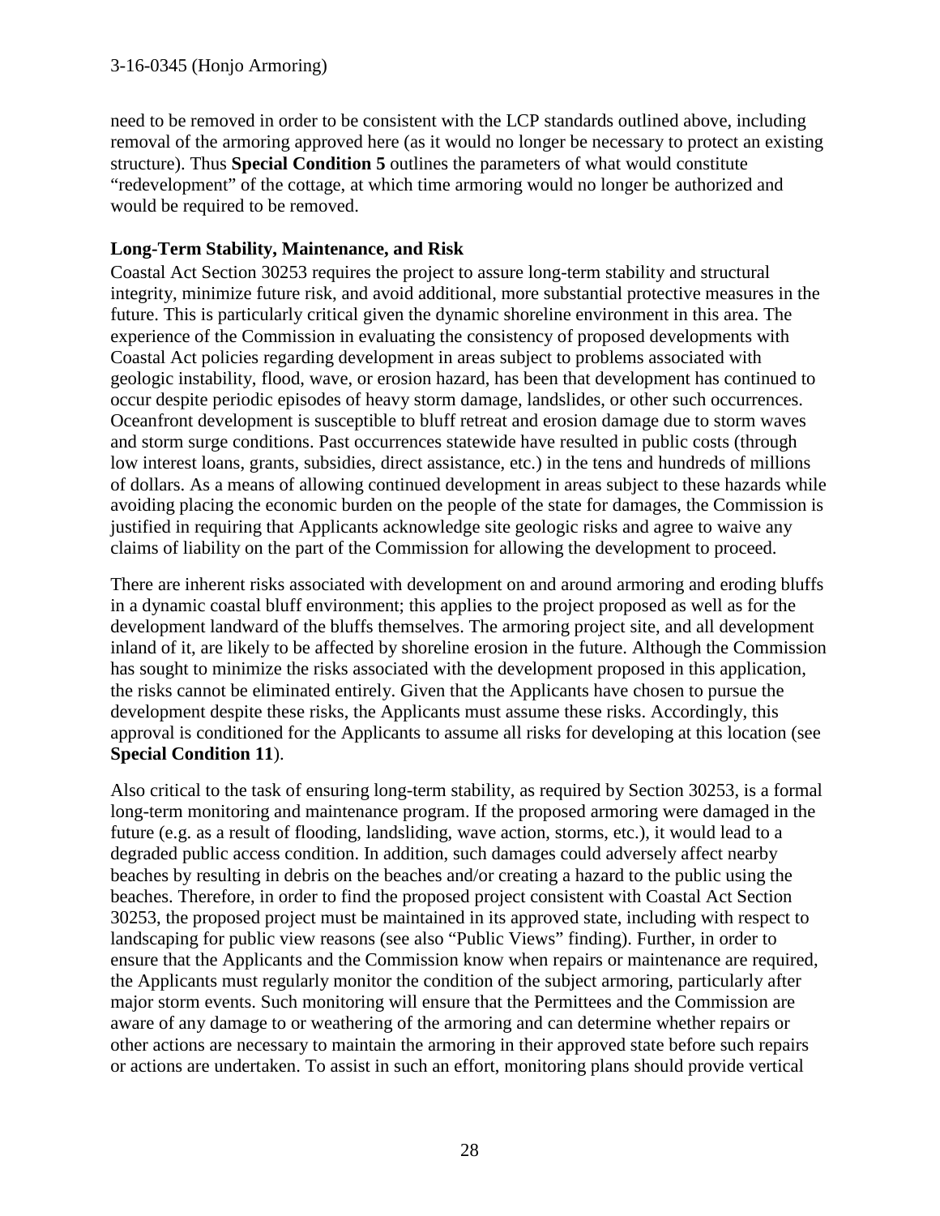need to be removed in order to be consistent with the LCP standards outlined above, including removal of the armoring approved here (as it would no longer be necessary to protect an existing structure). Thus **Special Condition 5** outlines the parameters of what would constitute "redevelopment" of the cottage, at which time armoring would no longer be authorized and would be required to be removed.

**Long-Term Stability, Maintenance, and Risk**

Coastal Act Section 30253 requires the project to assure long-term stability and structural integrity, minimize future risk, and avoid additional, more substantial protective measures in the future. This is particularly critical given the dynamic shoreline environment in this area. The experience of the Commission in evaluating the consistency of proposed developments with Coastal Act policies regarding development in areas subject to problems associated with geologic instability, flood, wave, or erosion hazard, has been that development has continued to occur despite periodic episodes of heavy storm damage, landslides, or other such occurrences. Oceanfront development is susceptible to bluff retreat and erosion damage due to storm waves and storm surge conditions. Past occurrences statewide have resulted in public costs (through low interest loans, grants, subsidies, direct assistance, etc.) in the tens and hundreds of millions of dollars. As a means of allowing continued development in areas subject to these hazards while avoiding placing the economic burden on the people of the state for damages, the Commission is justified in requiring that Applicants acknowledge site geologic risks and agree to waive any claims of liability on the part of the Commission for allowing the development to proceed.

There are inherent risks associated with development on and around armoring and eroding bluffs in a dynamic coastal bluff environment; this applies to the project proposed as well as for the development landward of the bluffs themselves. The armoring project site, and all development inland of it, are likely to be affected by shoreline erosion in the future. Although the Commission has sought to minimize the risks associated with the development proposed in this application, the risks cannot be eliminated entirely. Given that the Applicants have chosen to pursue the development despite these risks, the Applicants must assume these risks. Accordingly, this approval is conditioned for the Applicants to assume all risks for developing at this location (see **Special Condition 11**).

Also critical to the task of ensuring long-term stability, as required by Section 30253, is a formal long-term monitoring and maintenance program. If the proposed armoring were damaged in the future (e.g. as a result of flooding, landsliding, wave action, storms, etc.), it would lead to a degraded public access condition. In addition, such damages could adversely affect nearby beaches by resulting in debris on the beaches and/or creating a hazard to the public using the beaches. Therefore, in order to find the proposed project consistent with Coastal Act Section 30253, the proposed project must be maintained in its approved state, including with respect to landscaping for public view reasons (see also "Public Views" finding). Further, in order to ensure that the Applicants and the Commission know when repairs or maintenance are required, the Applicants must regularly monitor the condition of the subject armoring, particularly after major storm events. Such monitoring will ensure that the Permittees and the Commission are aware of any damage to or weathering of the armoring and can determine whether repairs or other actions are necessary to maintain the armoring in their approved state before such repairs or actions are undertaken. To assist in such an effort, monitoring plans should provide vertical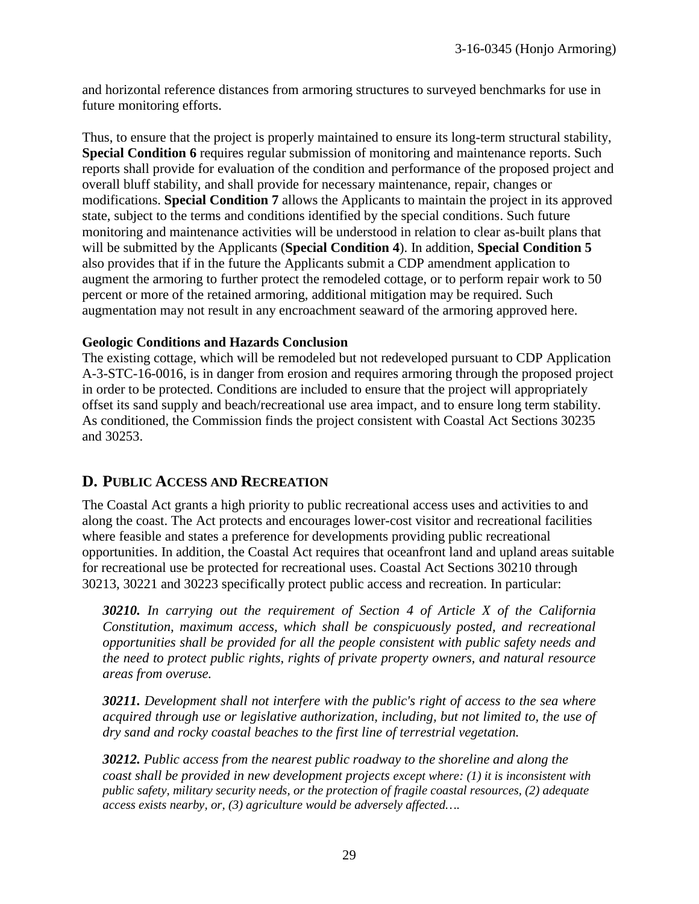and horizontal reference distances from armoring structures to surveyed benchmarks for use in future monitoring efforts.

Thus, to ensure that the project is properly maintained to ensure its long-term structural stability, **Special Condition 6** requires regular submission of monitoring and maintenance reports. Such reports shall provide for evaluation of the condition and performance of the proposed project and overall bluff stability, and shall provide for necessary maintenance, repair, changes or modifications. **Special Condition 7** allows the Applicants to maintain the project in its approved state, subject to the terms and conditions identified by the special conditions. Such future monitoring and maintenance activities will be understood in relation to clear as-built plans that will be submitted by the Applicants (**Special Condition 4**). In addition, **Special Condition 5** also provides that if in the future the Applicants submit a CDP amendment application to augment the armoring to further protect the remodeled cottage, or to perform repair work to 50 percent or more of the retained armoring, additional mitigation may be required. Such augmentation may not result in any encroachment seaward of the armoring approved here.

**Geologic Conditions and Hazards Conclusion**

The existing cottage, which will be remodeled but not redeveloped pursuant to CDP Application A-3-STC-16-0016, is in danger from erosion and requires armoring through the proposed project in order to be protected. Conditions are included to ensure that the project will appropriately offset its sand supply and beach/recreational use area impact, and to ensure long term stability. As conditioned, the Commission finds the project consistent with Coastal Act Sections 30235 and 30253.

## D. Public Access and Recreation

The Coastal Act grants a high priority to public recreational access uses and activities to and along the coast. The Act protects and encourages lower-cost visitor and recreational facilities where feasible and states a preference for developments providing public recreational opportunities. In addition, the Coastal Act requires that oceanfront land and upland areas suitable for recreational use be protected for recreational uses. Coastal Act Sections 30210 through 30213, 30221 and 30223 specifically protect public access and recreation. In particular:

> ***30210.*** *In carrying out the requirement of Section 4 of Article X of the California Constitution, maximum access, which shall be conspicuously posted, and recreational opportunities shall be provided for all the people consistent with public safety needs and the need to protect public rights, rights of private property owners, and natural resource areas from overuse.*
>
> ***30211.*** *Development shall not interfere with the public's right of access to the sea where acquired through use or legislative authorization, including, but not limited to, the use of dry sand and rocky coastal beaches to the first line of terrestrial vegetation.*
>
> ***30212.*** *Public access from the nearest public roadway to the shoreline and along the coast shall be provided in new development projects except where: (1) it is inconsistent with public safety, military security needs, or the protection of fragile coastal resources, (2) adequate access exists nearby, or, (3) agriculture would be adversely affected….*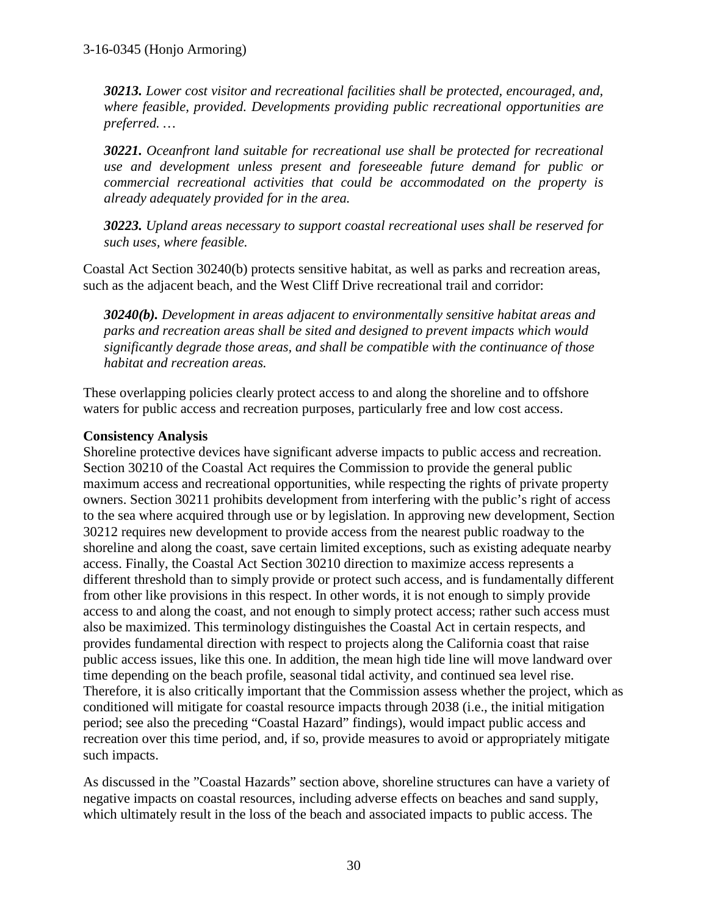***30213.*** *Lower cost visitor and recreational facilities shall be protected, encouraged, and, where feasible, provided. Developments providing public recreational opportunities are preferred. …*

***30221.*** *Oceanfront land suitable for recreational use shall be protected for recreational use and development unless present and foreseeable future demand for public or commercial recreational activities that could be accommodated on the property is already adequately provided for in the area.*

***30223.*** *Upland areas necessary to support coastal recreational uses shall be reserved for such uses, where feasible.*

Coastal Act Section 30240(b) protects sensitive habitat, as well as parks and recreation areas, such as the adjacent beach, and the West Cliff Drive recreational trail and corridor:

***30240(b).*** *Development in areas adjacent to environmentally sensitive habitat areas and parks and recreation areas shall be sited and designed to prevent impacts which would significantly degrade those areas, and shall be compatible with the continuance of those habitat and recreation areas.*

These overlapping policies clearly protect access to and along the shoreline and to offshore waters for public access and recreation purposes, particularly free and low cost access.

**Consistency Analysis**

Shoreline protective devices have significant adverse impacts to public access and recreation. Section 30210 of the Coastal Act requires the Commission to provide the general public maximum access and recreational opportunities, while respecting the rights of private property owners. Section 30211 prohibits development from interfering with the public's right of access to the sea where acquired through use or by legislation. In approving new development, Section 30212 requires new development to provide access from the nearest public roadway to the shoreline and along the coast, save certain limited exceptions, such as existing adequate nearby access. Finally, the Coastal Act Section 30210 direction to maximize access represents a different threshold than to simply provide or protect such access, and is fundamentally different from other like provisions in this respect. In other words, it is not enough to simply provide access to and along the coast, and not enough to simply protect access; rather such access must also be maximized. This terminology distinguishes the Coastal Act in certain respects, and provides fundamental direction with respect to projects along the California coast that raise public access issues, like this one. In addition, the mean high tide line will move landward over time depending on the beach profile, seasonal tidal activity, and continued sea level rise. Therefore, it is also critically important that the Commission assess whether the project, which as conditioned will mitigate for coastal resource impacts through 2038 (i.e., the initial mitigation period; see also the preceding "Coastal Hazard" findings), would impact public access and recreation over this time period, and, if so, provide measures to avoid or appropriately mitigate such impacts.

As discussed in the "Coastal Hazards" section above, shoreline structures can have a variety of negative impacts on coastal resources, including adverse effects on beaches and sand supply, which ultimately result in the loss of the beach and associated impacts to public access. The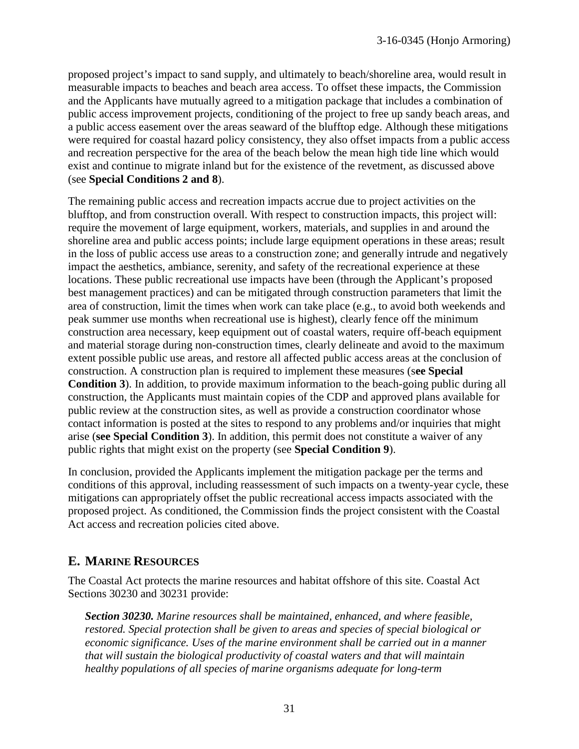proposed project's impact to sand supply, and ultimately to beach/shoreline area, would result in measurable impacts to beaches and beach area access. To offset these impacts, the Commission and the Applicants have mutually agreed to a mitigation package that includes a combination of public access improvement projects, conditioning of the project to free up sandy beach areas, and a public access easement over the areas seaward of the blufftop edge. Although these mitigations were required for coastal hazard policy consistency, they also offset impacts from a public access and recreation perspective for the area of the beach below the mean high tide line which would exist and continue to migrate inland but for the existence of the revetment, as discussed above (see **Special Conditions 2 and 8**).

The remaining public access and recreation impacts accrue due to project activities on the blufftop, and from construction overall. With respect to construction impacts, this project will: require the movement of large equipment, workers, materials, and supplies in and around the shoreline area and public access points; include large equipment operations in these areas; result in the loss of public access use areas to a construction zone; and generally intrude and negatively impact the aesthetics, ambiance, serenity, and safety of the recreational experience at these locations. These public recreational use impacts have been (through the Applicant's proposed best management practices) and can be mitigated through construction parameters that limit the area of construction, limit the times when work can take place (e.g., to avoid both weekends and peak summer use months when recreational use is highest), clearly fence off the minimum construction area necessary, keep equipment out of coastal waters, require off-beach equipment and material storage during non-construction times, clearly delineate and avoid to the maximum extent possible public use areas, and restore all affected public access areas at the conclusion of construction. A construction plan is required to implement these measures (s**ee Special Condition 3**). In addition, to provide maximum information to the beach-going public during all construction, the Applicants must maintain copies of the CDP and approved plans available for public review at the construction sites, as well as provide a construction coordinator whose contact information is posted at the sites to respond to any problems and/or inquiries that might arise (**see Special Condition 3**). In addition, this permit does not constitute a waiver of any public rights that might exist on the property (see **Special Condition 9**).

In conclusion, provided the Applicants implement the mitigation package per the terms and conditions of this approval, including reassessment of such impacts on a twenty-year cycle, these mitigations can appropriately offset the public recreational access impacts associated with the proposed project. As conditioned, the Commission finds the project consistent with the Coastal Act access and recreation policies cited above.

## E. MARINE RESOURCES

The Coastal Act protects the marine resources and habitat offshore of this site. Coastal Act Sections 30230 and 30231 provide:

> ***Section 30230.*** *Marine resources shall be maintained, enhanced, and where feasible, restored. Special protection shall be given to areas and species of special biological or economic significance. Uses of the marine environment shall be carried out in a manner that will sustain the biological productivity of coastal waters and that will maintain healthy populations of all species of marine organisms adequate for long-term*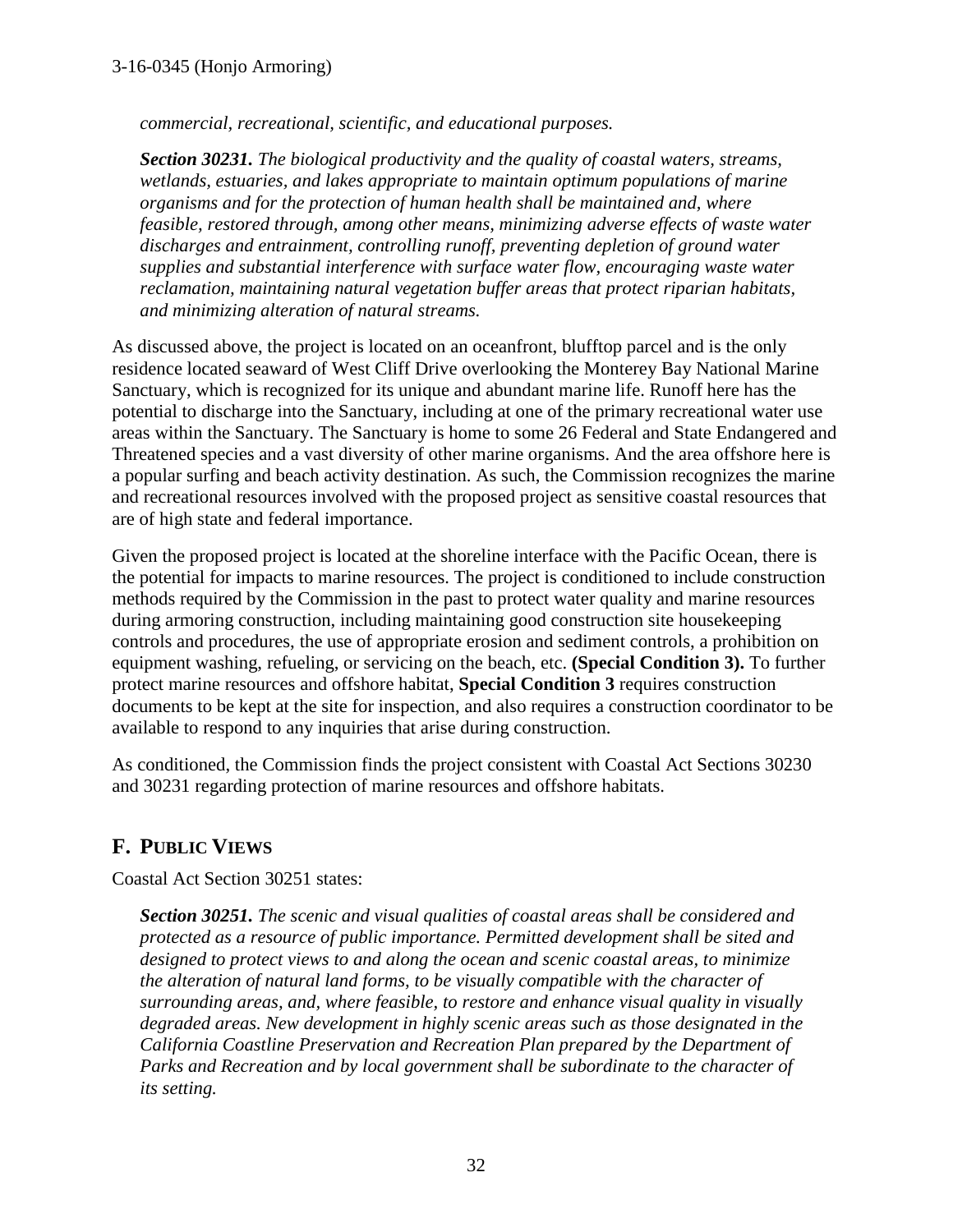*commercial, recreational, scientific, and educational purposes.*

***Section 30231.*** *The biological productivity and the quality of coastal waters, streams, wetlands, estuaries, and lakes appropriate to maintain optimum populations of marine organisms and for the protection of human health shall be maintained and, where feasible, restored through, among other means, minimizing adverse effects of waste water discharges and entrainment, controlling runoff, preventing depletion of ground water supplies and substantial interference with surface water flow, encouraging waste water reclamation, maintaining natural vegetation buffer areas that protect riparian habitats, and minimizing alteration of natural streams.*

As discussed above, the project is located on an oceanfront, blufftop parcel and is the only residence located seaward of West Cliff Drive overlooking the Monterey Bay National Marine Sanctuary, which is recognized for its unique and abundant marine life. Runoff here has the potential to discharge into the Sanctuary, including at one of the primary recreational water use areas within the Sanctuary. The Sanctuary is home to some 26 Federal and State Endangered and Threatened species and a vast diversity of other marine organisms. And the area offshore here is a popular surfing and beach activity destination. As such, the Commission recognizes the marine and recreational resources involved with the proposed project as sensitive coastal resources that are of high state and federal importance.

Given the proposed project is located at the shoreline interface with the Pacific Ocean, there is the potential for impacts to marine resources. The project is conditioned to include construction methods required by the Commission in the past to protect water quality and marine resources during armoring construction, including maintaining good construction site housekeeping controls and procedures, the use of appropriate erosion and sediment controls, a prohibition on equipment washing, refueling, or servicing on the beach, etc. **(Special Condition 3).** To further protect marine resources and offshore habitat, **Special Condition 3** requires construction documents to be kept at the site for inspection, and also requires a construction coordinator to be available to respond to any inquiries that arise during construction.

As conditioned, the Commission finds the project consistent with Coastal Act Sections 30230 and 30231 regarding protection of marine resources and offshore habitats.

## F. PUBLIC VIEWS

Coastal Act Section 30251 states:

***Section 30251.*** *The scenic and visual qualities of coastal areas shall be considered and protected as a resource of public importance. Permitted development shall be sited and designed to protect views to and along the ocean and scenic coastal areas, to minimize the alteration of natural land forms, to be visually compatible with the character of surrounding areas, and, where feasible, to restore and enhance visual quality in visually degraded areas. New development in highly scenic areas such as those designated in the California Coastline Preservation and Recreation Plan prepared by the Department of Parks and Recreation and by local government shall be subordinate to the character of its setting.*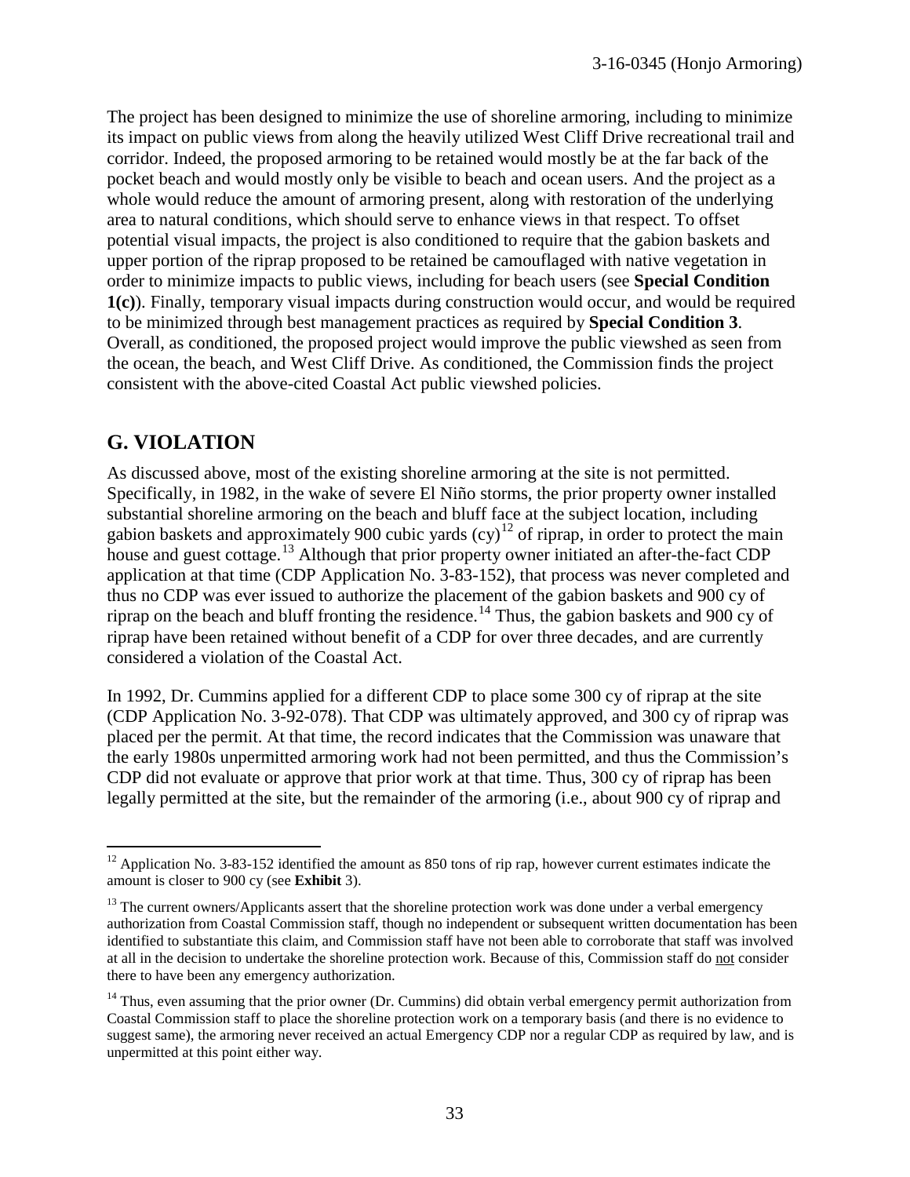The project has been designed to minimize the use of shoreline armoring, including to minimize its impact on public views from along the heavily utilized West Cliff Drive recreational trail and corridor. Indeed, the proposed armoring to be retained would mostly be at the far back of the pocket beach and would mostly only be visible to beach and ocean users. And the project as a whole would reduce the amount of armoring present, along with restoration of the underlying area to natural conditions, which should serve to enhance views in that respect. To offset potential visual impacts, the project is also conditioned to require that the gabion baskets and upper portion of the riprap proposed to be retained be camouflaged with native vegetation in order to minimize impacts to public views, including for beach users (see **Special Condition 1(c)**). Finally, temporary visual impacts during construction would occur, and would be required to be minimized through best management practices as required by **Special Condition 3**. Overall, as conditioned, the proposed project would improve the public viewshed as seen from the ocean, the beach, and West Cliff Drive. As conditioned, the Commission finds the project consistent with the above-cited Coastal Act public viewshed policies.

## G. VIOLATION

As discussed above, most of the existing shoreline armoring at the site is not permitted. Specifically, in 1982, in the wake of severe El Niño storms, the prior property owner installed substantial shoreline armoring on the beach and bluff face at the subject location, including gabion baskets and approximately 900 cubic yards (cy)[12] of riprap, in order to protect the main house and guest cottage.[13] Although that prior property owner initiated an after-the-fact CDP application at that time (CDP Application No. 3-83-152), that process was never completed and thus no CDP was ever issued to authorize the placement of the gabion baskets and 900 cy of riprap on the beach and bluff fronting the residence.[14] Thus, the gabion baskets and 900 cy of riprap have been retained without benefit of a CDP for over three decades, and are currently considered a violation of the Coastal Act.

In 1992, Dr. Cummins applied for a different CDP to place some 300 cy of riprap at the site (CDP Application No. 3-92-078). That CDP was ultimately approved, and 300 cy of riprap was placed per the permit. At that time, the record indicates that the Commission was unaware that the early 1980s unpermitted armoring work had not been permitted, and thus the Commission's CDP did not evaluate or approve that prior work at that time. Thus, 300 cy of riprap has been legally permitted at the site, but the remainder of the armoring (i.e., about 900 cy of riprap and

---

[12] Application No. 3-83-152 identified the amount as 850 tons of rip rap, however current estimates indicate the amount is closer to 900 cy (see **Exhibit** 3).

[13] The current owners/Applicants assert that the shoreline protection work was done under a verbal emergency authorization from Coastal Commission staff, though no independent or subsequent written documentation has been identified to substantiate this claim, and Commission staff have not been able to corroborate that staff was involved at all in the decision to undertake the shoreline protection work. Because of this, Commission staff do <u>not</u> consider there to have been any emergency authorization.

[14] Thus, even assuming that the prior owner (Dr. Cummins) did obtain verbal emergency permit authorization from Coastal Commission staff to place the shoreline protection work on a temporary basis (and there is no evidence to suggest same), the armoring never received an actual Emergency CDP nor a regular CDP as required by law, and is unpermitted at this point either way.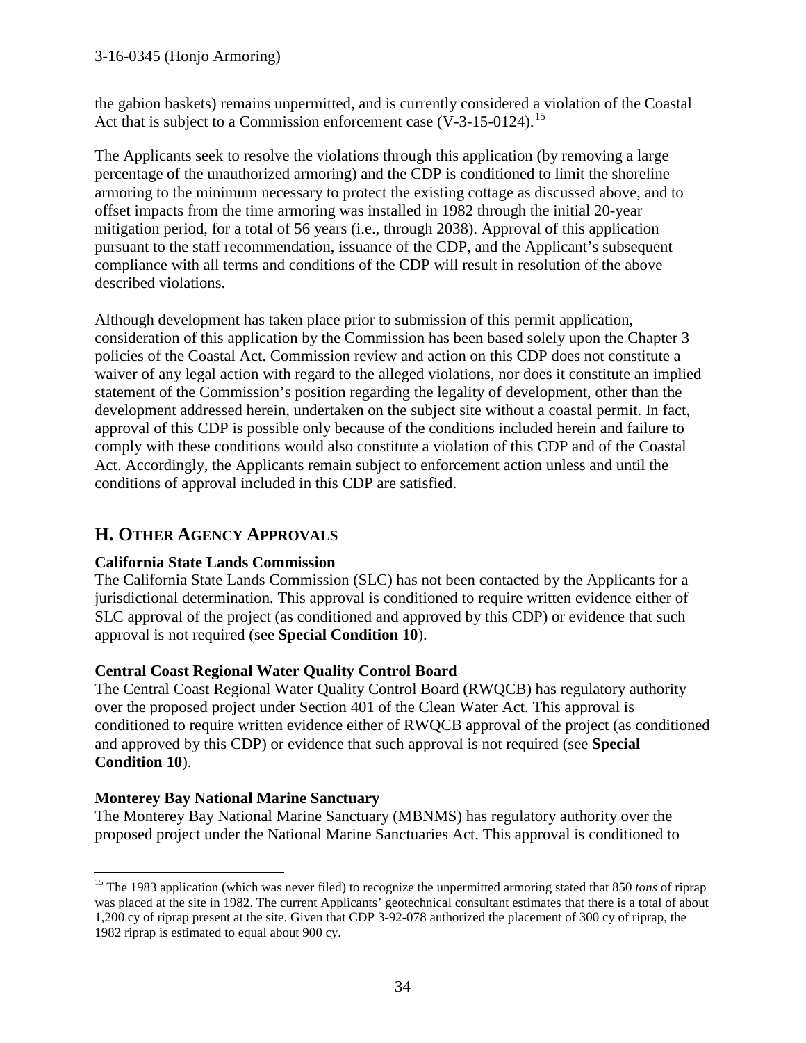the gabion baskets) remains unpermitted, and is currently considered a violation of the Coastal Act that is subject to a Commission enforcement case (V-3-15-0124).[15]

The Applicants seek to resolve the violations through this application (by removing a large percentage of the unauthorized armoring) and the CDP is conditioned to limit the shoreline armoring to the minimum necessary to protect the existing cottage as discussed above, and to offset impacts from the time armoring was installed in 1982 through the initial 20-year mitigation period, for a total of 56 years (i.e., through 2038). Approval of this application pursuant to the staff recommendation, issuance of the CDP, and the Applicant's subsequent compliance with all terms and conditions of the CDP will result in resolution of the above described violations.

Although development has taken place prior to submission of this permit application, consideration of this application by the Commission has been based solely upon the Chapter 3 policies of the Coastal Act. Commission review and action on this CDP does not constitute a waiver of any legal action with regard to the alleged violations, nor does it constitute an implied statement of the Commission's position regarding the legality of development, other than the development addressed herein, undertaken on the subject site without a coastal permit. In fact, approval of this CDP is possible only because of the conditions included herein and failure to comply with these conditions would also constitute a violation of this CDP and of the Coastal Act. Accordingly, the Applicants remain subject to enforcement action unless and until the conditions of approval included in this CDP are satisfied.

## H. Other Agency Approvals

**California State Lands Commission**
The California State Lands Commission (SLC) has not been contacted by the Applicants for a jurisdictional determination. This approval is conditioned to require written evidence either of SLC approval of the project (as conditioned and approved by this CDP) or evidence that such approval is not required (see **Special Condition 10**).

**Central Coast Regional Water Quality Control Board**
The Central Coast Regional Water Quality Control Board (RWQCB) has regulatory authority over the proposed project under Section 401 of the Clean Water Act. This approval is conditioned to require written evidence either of RWQCB approval of the project (as conditioned and approved by this CDP) or evidence that such approval is not required (see **Special Condition 10**).

**Monterey Bay National Marine Sanctuary**
The Monterey Bay National Marine Sanctuary (MBNMS) has regulatory authority over the proposed project under the National Marine Sanctuaries Act. This approval is conditioned to

---

[15] The 1983 application (which was never filed) to recognize the unpermitted armoring stated that 850 *tons* of riprap was placed at the site in 1982. The current Applicants' geotechnical consultant estimates that there is a total of about 1,200 cy of riprap present at the site. Given that CDP 3-92-078 authorized the placement of 300 cy of riprap, the 1982 riprap is estimated to equal about 900 cy.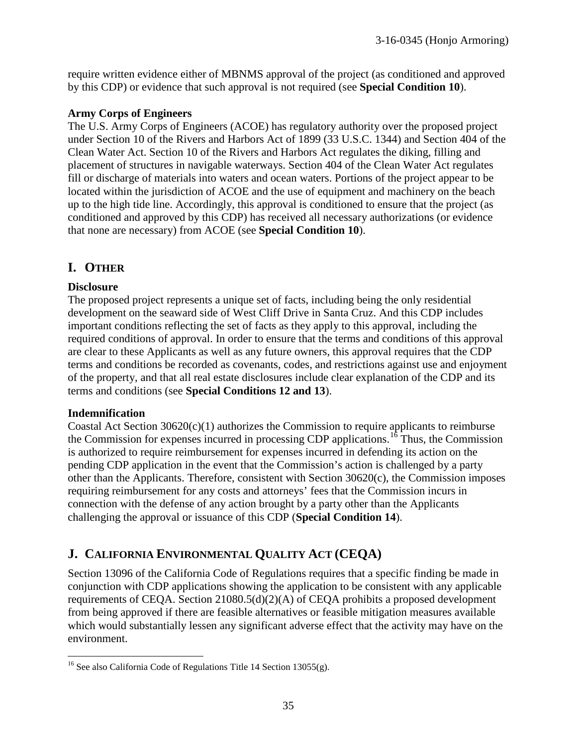require written evidence either of MBNMS approval of the project (as conditioned and approved by this CDP) or evidence that such approval is not required (see **Special Condition 10**).

**Army Corps of Engineers**

The U.S. Army Corps of Engineers (ACOE) has regulatory authority over the proposed project under Section 10 of the Rivers and Harbors Act of 1899 (33 U.S.C. 1344) and Section 404 of the Clean Water Act. Section 10 of the Rivers and Harbors Act regulates the diking, filling and placement of structures in navigable waterways. Section 404 of the Clean Water Act regulates fill or discharge of materials into waters and ocean waters. Portions of the project appear to be located within the jurisdiction of ACOE and the use of equipment and machinery on the beach up to the high tide line. Accordingly, this approval is conditioned to ensure that the project (as conditioned and approved by this CDP) has received all necessary authorizations (or evidence that none are necessary) from ACOE (see **Special Condition 10**).

## I. OTHER

**Disclosure**

The proposed project represents a unique set of facts, including being the only residential development on the seaward side of West Cliff Drive in Santa Cruz. And this CDP includes important conditions reflecting the set of facts as they apply to this approval, including the required conditions of approval. In order to ensure that the terms and conditions of this approval are clear to these Applicants as well as any future owners, this approval requires that the CDP terms and conditions be recorded as covenants, codes, and restrictions against use and enjoyment of the property, and that all real estate disclosures include clear explanation of the CDP and its terms and conditions (see **Special Conditions 12 and 13**).

**Indemnification**

Coastal Act Section 30620(c)(1) authorizes the Commission to require applicants to reimburse the Commission for expenses incurred in processing CDP applications.[16] Thus, the Commission is authorized to require reimbursement for expenses incurred in defending its action on the pending CDP application in the event that the Commission's action is challenged by a party other than the Applicants. Therefore, consistent with Section 30620(c), the Commission imposes requiring reimbursement for any costs and attorneys' fees that the Commission incurs in connection with the defense of any action brought by a party other than the Applicants challenging the approval or issuance of this CDP (**Special Condition 14**).

## J. CALIFORNIA ENVIRONMENTAL QUALITY ACT (CEQA)

Section 13096 of the California Code of Regulations requires that a specific finding be made in conjunction with CDP applications showing the application to be consistent with any applicable requirements of CEQA. Section 21080.5(d)(2)(A) of CEQA prohibits a proposed development from being approved if there are feasible alternatives or feasible mitigation measures available which would substantially lessen any significant adverse effect that the activity may have on the environment.

[16] See also California Code of Regulations Title 14 Section 13055(g).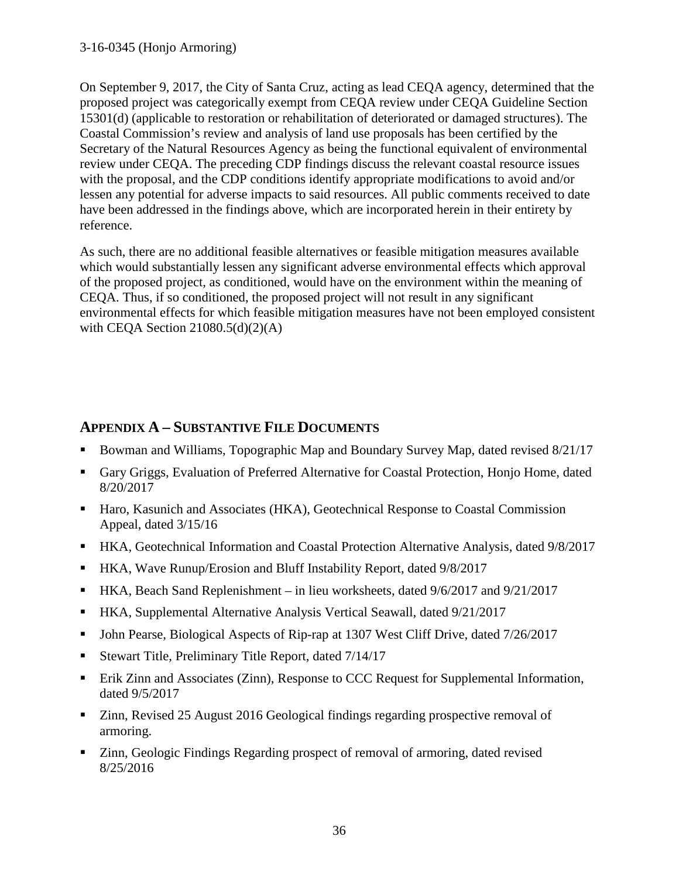On September 9, 2017, the City of Santa Cruz, acting as lead CEQA agency, determined that the proposed project was categorically exempt from CEQA review under CEQA Guideline Section 15301(d) (applicable to restoration or rehabilitation of deteriorated or damaged structures). The Coastal Commission's review and analysis of land use proposals has been certified by the Secretary of the Natural Resources Agency as being the functional equivalent of environmental review under CEQA. The preceding CDP findings discuss the relevant coastal resource issues with the proposal, and the CDP conditions identify appropriate modifications to avoid and/or lessen any potential for adverse impacts to said resources. All public comments received to date have been addressed in the findings above, which are incorporated herein in their entirety by reference.

As such, there are no additional feasible alternatives or feasible mitigation measures available which would substantially lessen any significant adverse environmental effects which approval of the proposed project, as conditioned, would have on the environment within the meaning of CEQA. Thus, if so conditioned, the proposed project will not result in any significant environmental effects for which feasible mitigation measures have not been employed consistent with CEQA Section 21080.5(d)(2)(A)

## APPENDIX A – SUBSTANTIVE FILE DOCUMENTS

- Bowman and Williams, Topographic Map and Boundary Survey Map, dated revised 8/21/17
- Gary Griggs, Evaluation of Preferred Alternative for Coastal Protection, Honjo Home, dated 8/20/2017
- Haro, Kasunich and Associates (HKA), Geotechnical Response to Coastal Commission Appeal, dated 3/15/16
- HKA, Geotechnical Information and Coastal Protection Alternative Analysis, dated 9/8/2017
- HKA, Wave Runup/Erosion and Bluff Instability Report, dated 9/8/2017
- HKA, Beach Sand Replenishment – in lieu worksheets, dated 9/6/2017 and 9/21/2017
- HKA, Supplemental Alternative Analysis Vertical Seawall, dated 9/21/2017
- John Pearse, Biological Aspects of Rip-rap at 1307 West Cliff Drive, dated 7/26/2017
- Stewart Title, Preliminary Title Report, dated 7/14/17
- Erik Zinn and Associates (Zinn), Response to CCC Request for Supplemental Information, dated 9/5/2017
- Zinn, Revised 25 August 2016 Geological findings regarding prospective removal of armoring.
- Zinn, Geologic Findings Regarding prospect of removal of armoring, dated revised 8/25/2016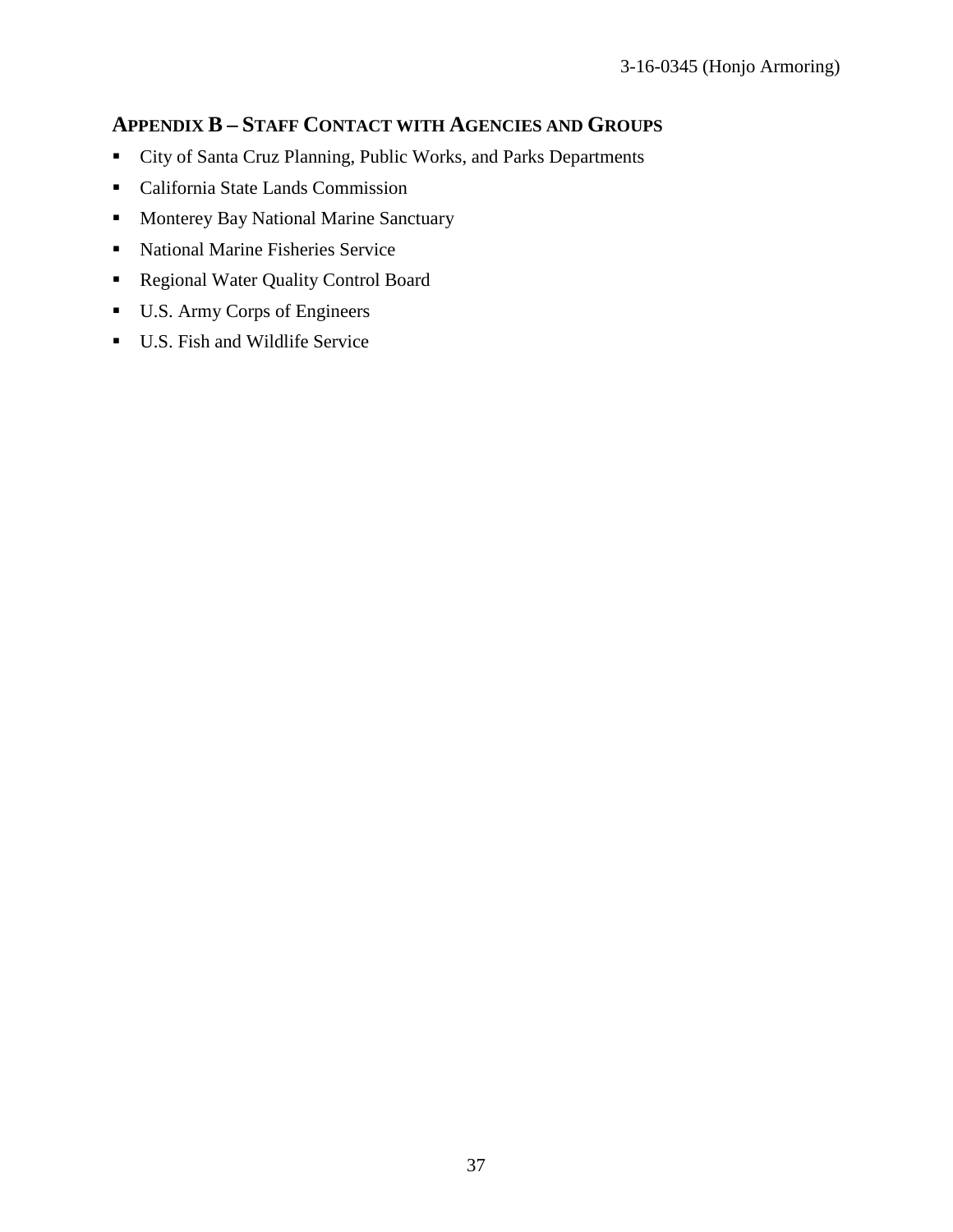## APPENDIX B – STAFF CONTACT WITH AGENCIES AND GROUPS

- City of Santa Cruz Planning, Public Works, and Parks Departments
- California State Lands Commission
- Monterey Bay National Marine Sanctuary
- National Marine Fisheries Service
- Regional Water Quality Control Board
- U.S. Army Corps of Engineers
- U.S. Fish and Wildlife Service